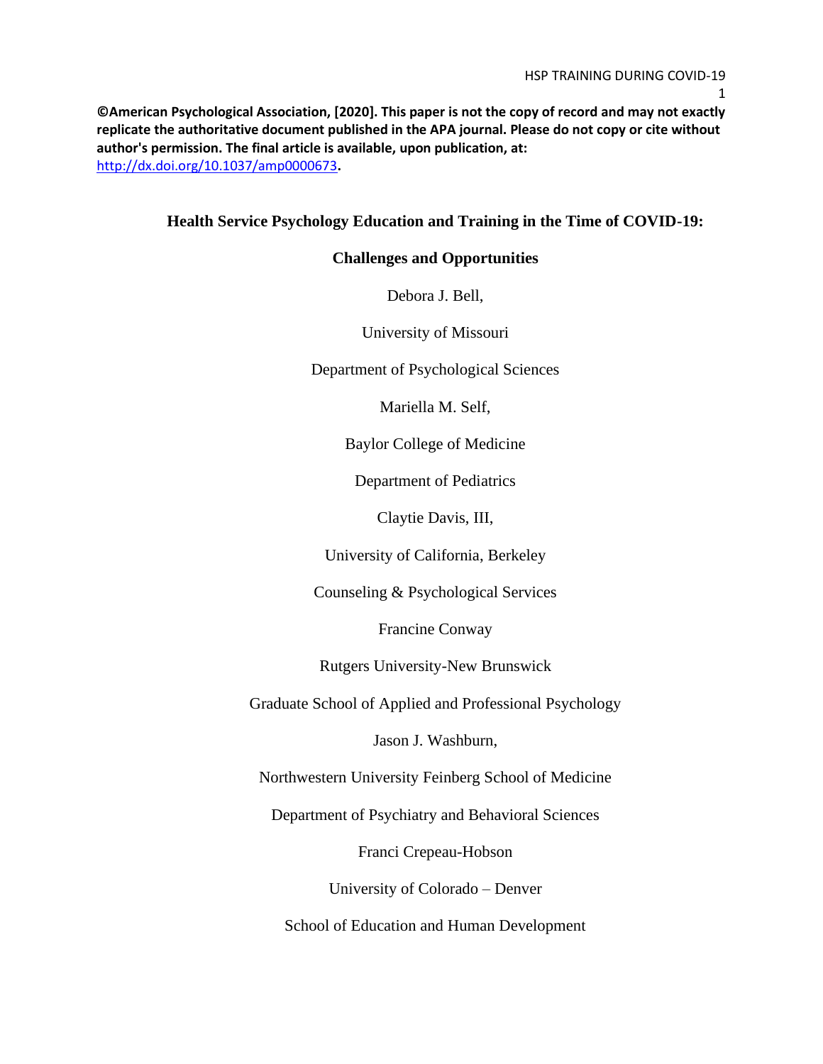**©American Psychological Association, [2020]. This paper is not the copy of record and may not exactly replicate the authoritative document published in the APA journal. Please do not copy or cite without author's permission. The final article is available, upon publication, at:** [http://dx.doi.org/10.1037/amp0000673](http://dx.doi.org/10.1037/amp0000673)**.**

# Health Service Psychology Education and Training in the Time of COVID-19: Challenges and Opportunities

Debora J. Bell,

University of Missouri

Department of Psychological Sciences

Mariella M. Self,

Baylor College of Medicine

Department of Pediatrics

Claytie Davis, III,

University of California, Berkeley

Counseling & Psychological Services

Francine Conway

Rutgers University-New Brunswick

Graduate School of Applied and Professional Psychology

Jason J. Washburn,

Northwestern University Feinberg School of Medicine

Department of Psychiatry and Behavioral Sciences

Franci Crepeau-Hobson

University of Colorado – Denver

School of Education and Human Development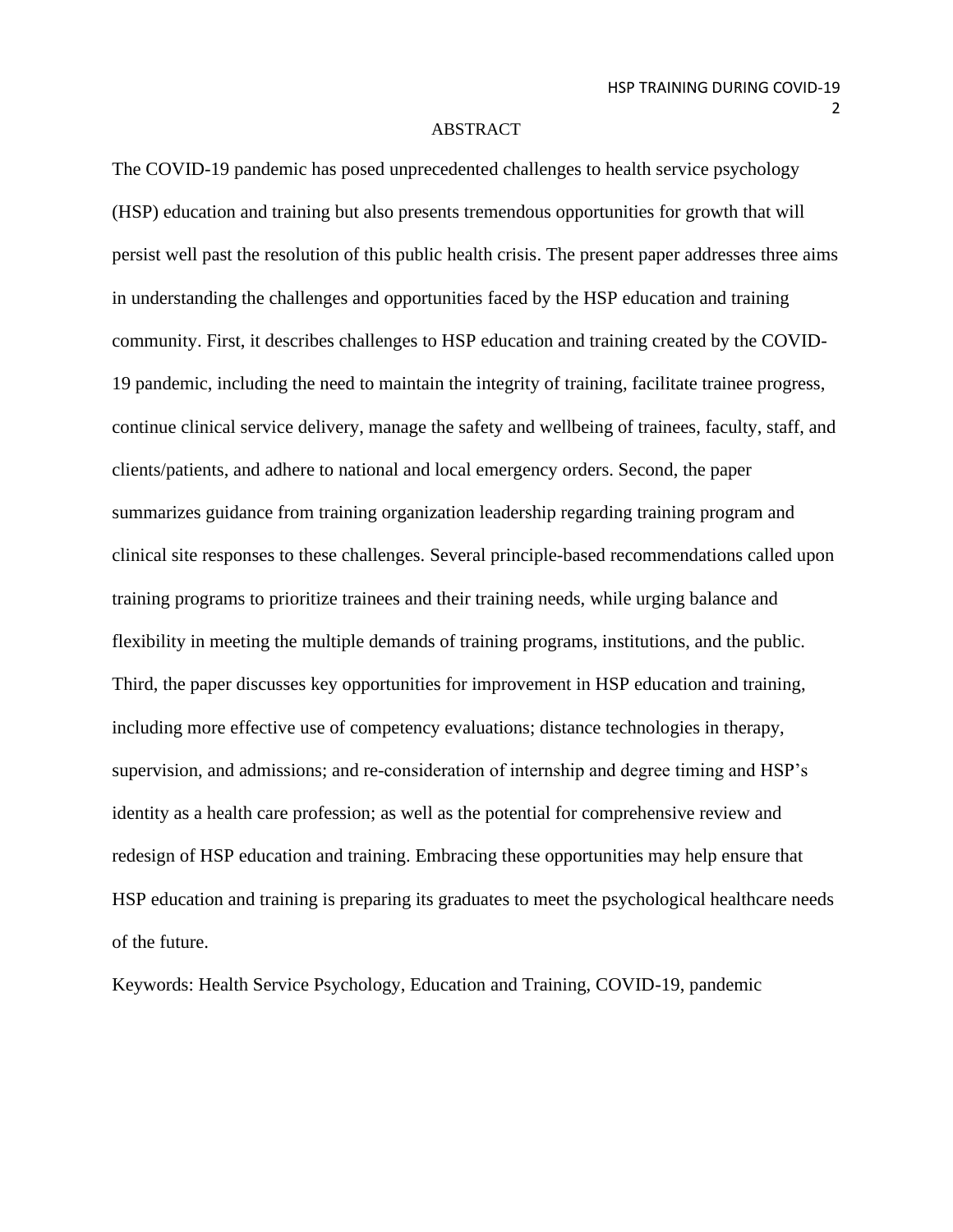# ABSTRACT

The COVID-19 pandemic has posed unprecedented challenges to health service psychology (HSP) education and training but also presents tremendous opportunities for growth that will persist well past the resolution of this public health crisis. The present paper addresses three aims in understanding the challenges and opportunities faced by the HSP education and training community. First, it describes challenges to HSP education and training created by the COVID-19 pandemic, including the need to maintain the integrity of training, facilitate trainee progress, continue clinical service delivery, manage the safety and wellbeing of trainees, faculty, staff, and clients/patients, and adhere to national and local emergency orders. Second, the paper summarizes guidance from training organization leadership regarding training program and clinical site responses to these challenges. Several principle-based recommendations called upon training programs to prioritize trainees and their training needs, while urging balance and flexibility in meeting the multiple demands of training programs, institutions, and the public. Third, the paper discusses key opportunities for improvement in HSP education and training, including more effective use of competency evaluations; distance technologies in therapy, supervision, and admissions; and re-consideration of internship and degree timing and HSP's identity as a health care profession; as well as the potential for comprehensive review and redesign of HSP education and training. Embracing these opportunities may help ensure that HSP education and training is preparing its graduates to meet the psychological healthcare needs of the future.

Keywords: Health Service Psychology, Education and Training, COVID-19, pandemic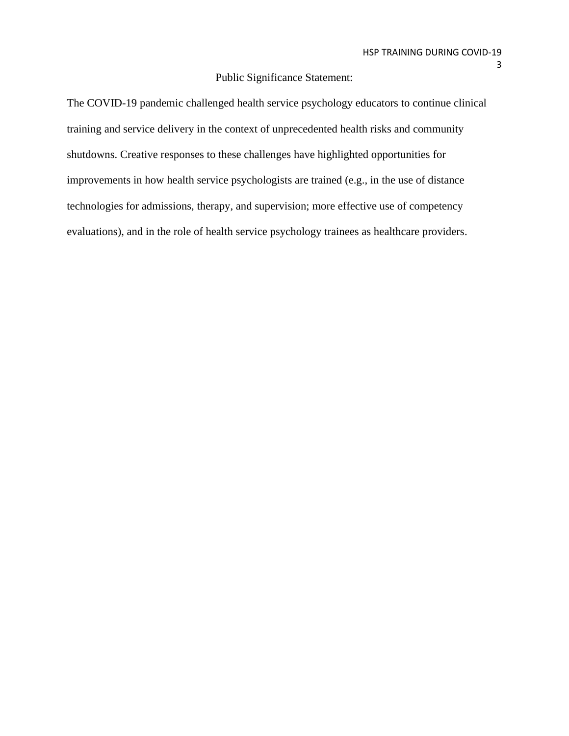# Public Significance Statement:

The COVID-19 pandemic challenged health service psychology educators to continue clinical training and service delivery in the context of unprecedented health risks and community shutdowns. Creative responses to these challenges have highlighted opportunities for improvements in how health service psychologists are trained (e.g., in the use of distance technologies for admissions, therapy, and supervision; more effective use of competency evaluations), and in the role of health service psychology trainees as healthcare providers.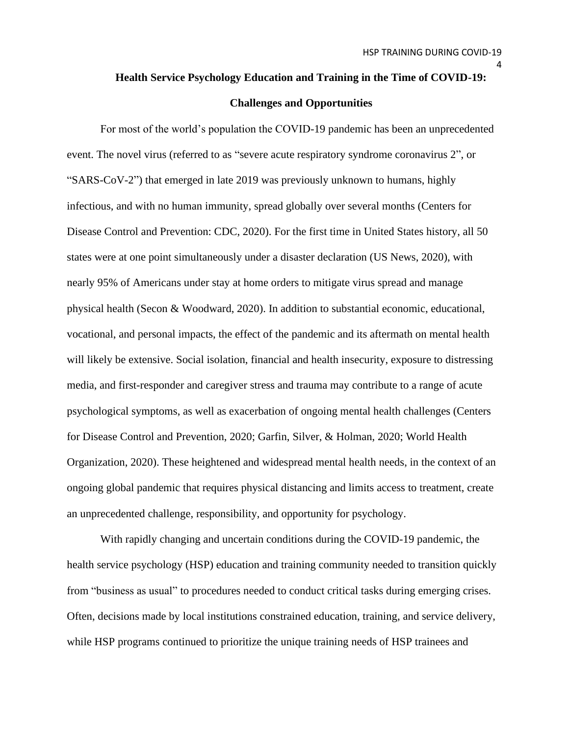# Health Service Psychology Education and Training in the Time of COVID-19: Challenges and Opportunities

For most of the world's population the COVID-19 pandemic has been an unprecedented event. The novel virus (referred to as "severe acute respiratory syndrome coronavirus 2", or "SARS-CoV-2") that emerged in late 2019 was previously unknown to humans, highly infectious, and with no human immunity, spread globally over several months (Centers for Disease Control and Prevention: CDC, 2020). For the first time in United States history, all 50 states were at one point simultaneously under a disaster declaration (US News, 2020), with nearly 95% of Americans under stay at home orders to mitigate virus spread and manage physical health (Secon & Woodward, 2020). In addition to substantial economic, educational, vocational, and personal impacts, the effect of the pandemic and its aftermath on mental health will likely be extensive. Social isolation, financial and health insecurity, exposure to distressing media, and first-responder and caregiver stress and trauma may contribute to a range of acute psychological symptoms, as well as exacerbation of ongoing mental health challenges (Centers for Disease Control and Prevention, 2020; Garfin, Silver, & Holman, 2020; World Health Organization, 2020). These heightened and widespread mental health needs, in the context of an ongoing global pandemic that requires physical distancing and limits access to treatment, create an unprecedented challenge, responsibility, and opportunity for psychology.

With rapidly changing and uncertain conditions during the COVID-19 pandemic, the health service psychology (HSP) education and training community needed to transition quickly from "business as usual" to procedures needed to conduct critical tasks during emerging crises. Often, decisions made by local institutions constrained education, training, and service delivery, while HSP programs continued to prioritize the unique training needs of HSP trainees and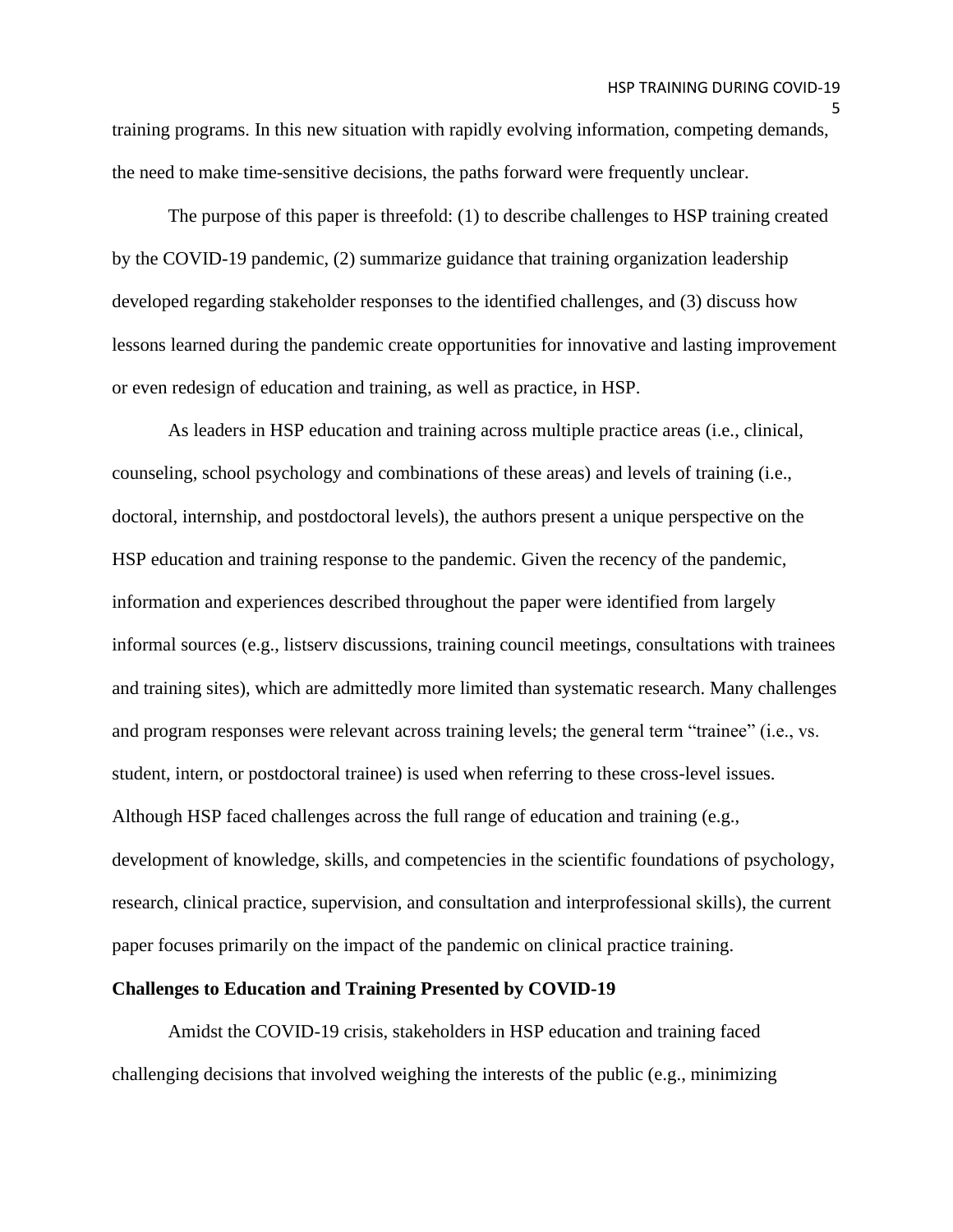training programs. In this new situation with rapidly evolving information, competing demands, the need to make time-sensitive decisions, the paths forward were frequently unclear.

The purpose of this paper is threefold: (1) to describe challenges to HSP training created by the COVID-19 pandemic, (2) summarize guidance that training organization leadership developed regarding stakeholder responses to the identified challenges, and (3) discuss how lessons learned during the pandemic create opportunities for innovative and lasting improvement or even redesign of education and training, as well as practice, in HSP.

As leaders in HSP education and training across multiple practice areas (i.e., clinical, counseling, school psychology and combinations of these areas) and levels of training (i.e., doctoral, internship, and postdoctoral levels), the authors present a unique perspective on the HSP education and training response to the pandemic. Given the recency of the pandemic, information and experiences described throughout the paper were identified from largely informal sources (e.g., listserv discussions, training council meetings, consultations with trainees and training sites), which are admittedly more limited than systematic research. Many challenges and program responses were relevant across training levels; the general term "trainee" (i.e., vs. student, intern, or postdoctoral trainee) is used when referring to these cross-level issues. Although HSP faced challenges across the full range of education and training (e.g., development of knowledge, skills, and competencies in the scientific foundations of psychology, research, clinical practice, supervision, and consultation and interprofessional skills), the current paper focuses primarily on the impact of the pandemic on clinical practice training.

## Challenges to Education and Training Presented by COVID-19

Amidst the COVID-19 crisis, stakeholders in HSP education and training faced challenging decisions that involved weighing the interests of the public (e.g., minimizing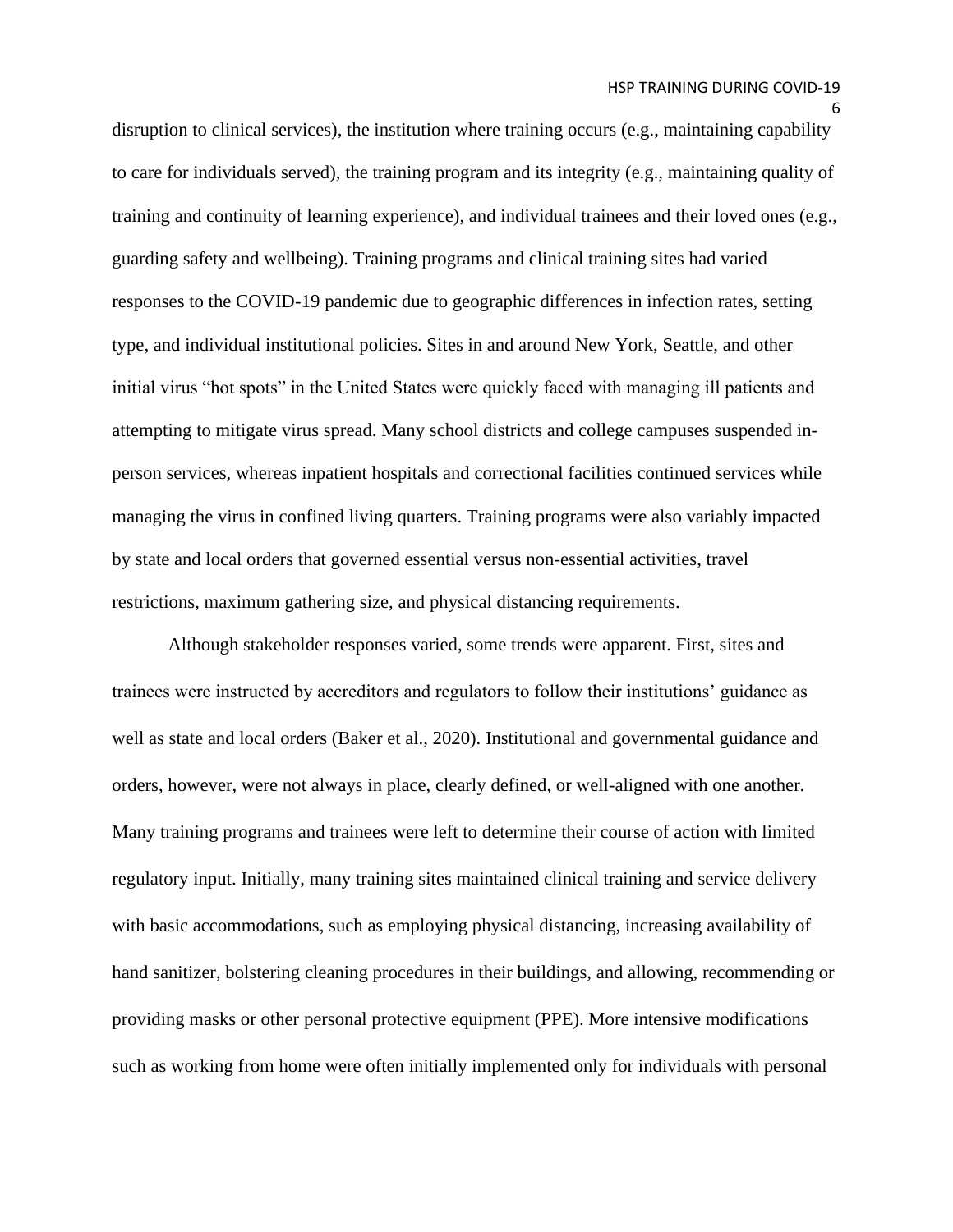disruption to clinical services), the institution where training occurs (e.g., maintaining capability to care for individuals served), the training program and its integrity (e.g., maintaining quality of training and continuity of learning experience), and individual trainees and their loved ones (e.g., guarding safety and wellbeing). Training programs and clinical training sites had varied responses to the COVID-19 pandemic due to geographic differences in infection rates, setting type, and individual institutional policies. Sites in and around New York, Seattle, and other initial virus "hot spots" in the United States were quickly faced with managing ill patients and attempting to mitigate virus spread. Many school districts and college campuses suspended in-person services, whereas inpatient hospitals and correctional facilities continued services while managing the virus in confined living quarters. Training programs were also variably impacted by state and local orders that governed essential versus non-essential activities, travel restrictions, maximum gathering size, and physical distancing requirements.

Although stakeholder responses varied, some trends were apparent. First, sites and trainees were instructed by accreditors and regulators to follow their institutions' guidance as well as state and local orders (Baker et al., 2020). Institutional and governmental guidance and orders, however, were not always in place, clearly defined, or well-aligned with one another. Many training programs and trainees were left to determine their course of action with limited regulatory input. Initially, many training sites maintained clinical training and service delivery with basic accommodations, such as employing physical distancing, increasing availability of hand sanitizer, bolstering cleaning procedures in their buildings, and allowing, recommending or providing masks or other personal protective equipment (PPE). More intensive modifications such as working from home were often initially implemented only for individuals with personal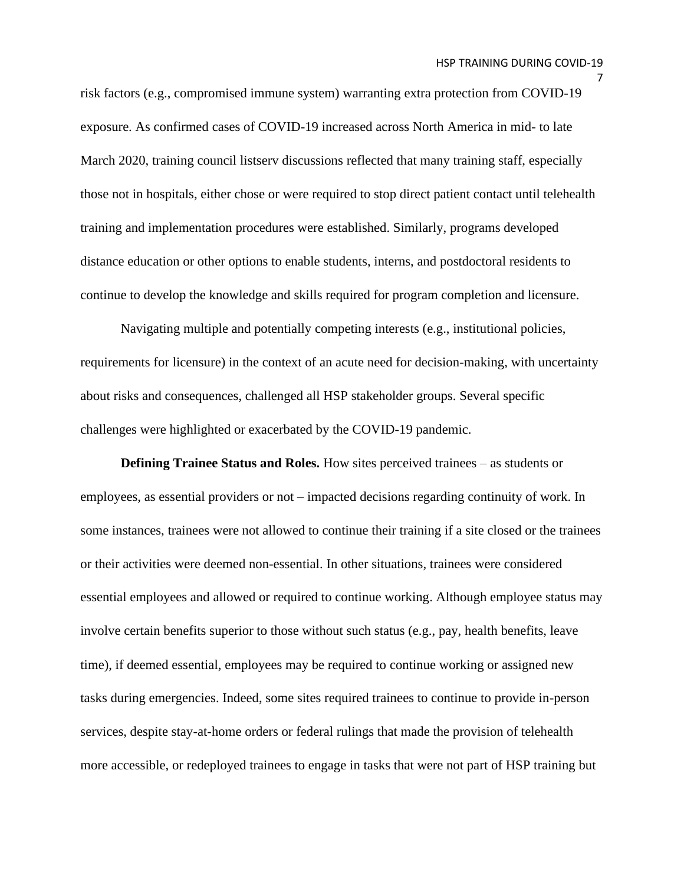risk factors (e.g., compromised immune system) warranting extra protection from COVID-19 exposure. As confirmed cases of COVID-19 increased across North America in mid- to late March 2020, training council listserv discussions reflected that many training staff, especially those not in hospitals, either chose or were required to stop direct patient contact until telehealth training and implementation procedures were established. Similarly, programs developed distance education or other options to enable students, interns, and postdoctoral residents to continue to develop the knowledge and skills required for program completion and licensure.

Navigating multiple and potentially competing interests (e.g., institutional policies, requirements for licensure) in the context of an acute need for decision-making, with uncertainty about risks and consequences, challenged all HSP stakeholder groups. Several specific challenges were highlighted or exacerbated by the COVID-19 pandemic.

**Defining Trainee Status and Roles.** How sites perceived trainees – as students or employees, as essential providers or not – impacted decisions regarding continuity of work. In some instances, trainees were not allowed to continue their training if a site closed or the trainees or their activities were deemed non-essential. In other situations, trainees were considered essential employees and allowed or required to continue working. Although employee status may involve certain benefits superior to those without such status (e.g., pay, health benefits, leave time), if deemed essential, employees may be required to continue working or assigned new tasks during emergencies. Indeed, some sites required trainees to continue to provide in-person services, despite stay-at-home orders or federal rulings that made the provision of telehealth more accessible, or redeployed trainees to engage in tasks that were not part of HSP training but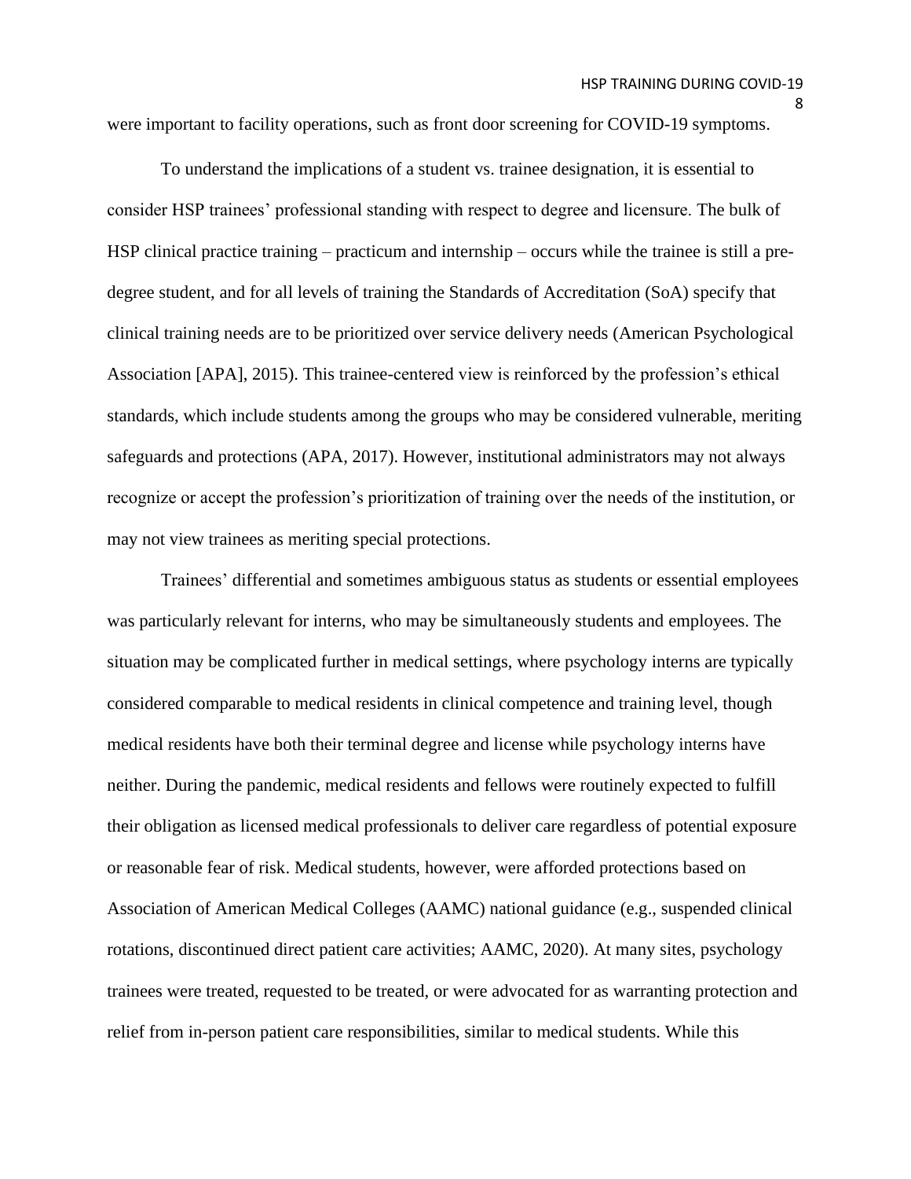were important to facility operations, such as front door screening for COVID-19 symptoms.

To understand the implications of a student vs. trainee designation, it is essential to consider HSP trainees' professional standing with respect to degree and licensure. The bulk of HSP clinical practice training – practicum and internship – occurs while the trainee is still a pre-degree student, and for all levels of training the Standards of Accreditation (SoA) specify that clinical training needs are to be prioritized over service delivery needs (American Psychological Association [APA], 2015). This trainee-centered view is reinforced by the profession's ethical standards, which include students among the groups who may be considered vulnerable, meriting safeguards and protections (APA, 2017). However, institutional administrators may not always recognize or accept the profession's prioritization of training over the needs of the institution, or may not view trainees as meriting special protections.

Trainees' differential and sometimes ambiguous status as students or essential employees was particularly relevant for interns, who may be simultaneously students and employees. The situation may be complicated further in medical settings, where psychology interns are typically considered comparable to medical residents in clinical competence and training level, though medical residents have both their terminal degree and license while psychology interns have neither. During the pandemic, medical residents and fellows were routinely expected to fulfill their obligation as licensed medical professionals to deliver care regardless of potential exposure or reasonable fear of risk. Medical students, however, were afforded protections based on Association of American Medical Colleges (AAMC) national guidance (e.g., suspended clinical rotations, discontinued direct patient care activities; AAMC, 2020). At many sites, psychology trainees were treated, requested to be treated, or were advocated for as warranting protection and relief from in-person patient care responsibilities, similar to medical students. While this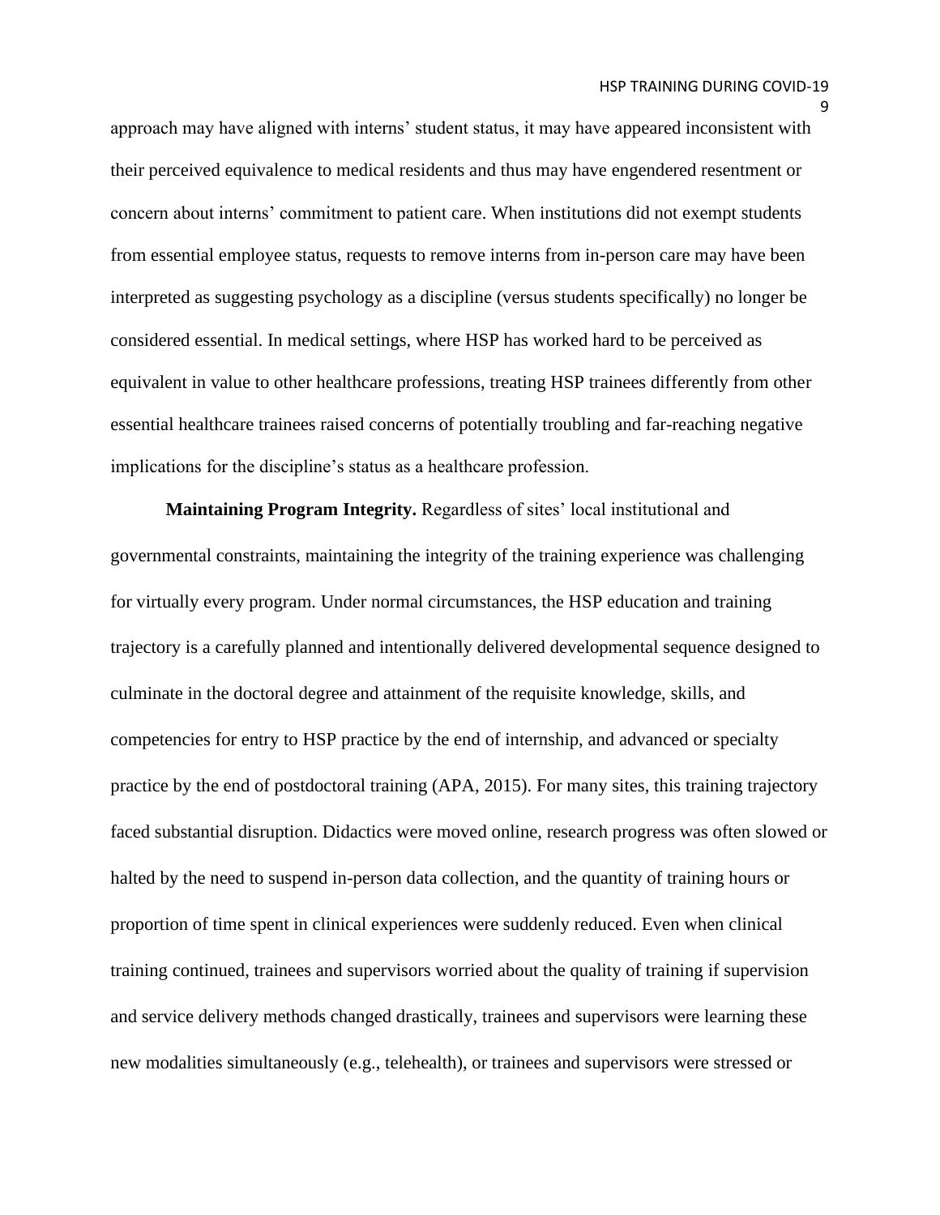approach may have aligned with interns' student status, it may have appeared inconsistent with their perceived equivalence to medical residents and thus may have engendered resentment or concern about interns' commitment to patient care. When institutions did not exempt students from essential employee status, requests to remove interns from in-person care may have been interpreted as suggesting psychology as a discipline (versus students specifically) no longer be considered essential. In medical settings, where HSP has worked hard to be perceived as equivalent in value to other healthcare professions, treating HSP trainees differently from other essential healthcare trainees raised concerns of potentially troubling and far-reaching negative implications for the discipline's status as a healthcare profession.

**Maintaining Program Integrity.** Regardless of sites' local institutional and governmental constraints, maintaining the integrity of the training experience was challenging for virtually every program. Under normal circumstances, the HSP education and training trajectory is a carefully planned and intentionally delivered developmental sequence designed to culminate in the doctoral degree and attainment of the requisite knowledge, skills, and competencies for entry to HSP practice by the end of internship, and advanced or specialty practice by the end of postdoctoral training (APA, 2015). For many sites, this training trajectory faced substantial disruption. Didactics were moved online, research progress was often slowed or halted by the need to suspend in-person data collection, and the quantity of training hours or proportion of time spent in clinical experiences were suddenly reduced. Even when clinical training continued, trainees and supervisors worried about the quality of training if supervision and service delivery methods changed drastically, trainees and supervisors were learning these new modalities simultaneously (e.g., telehealth), or trainees and supervisors were stressed or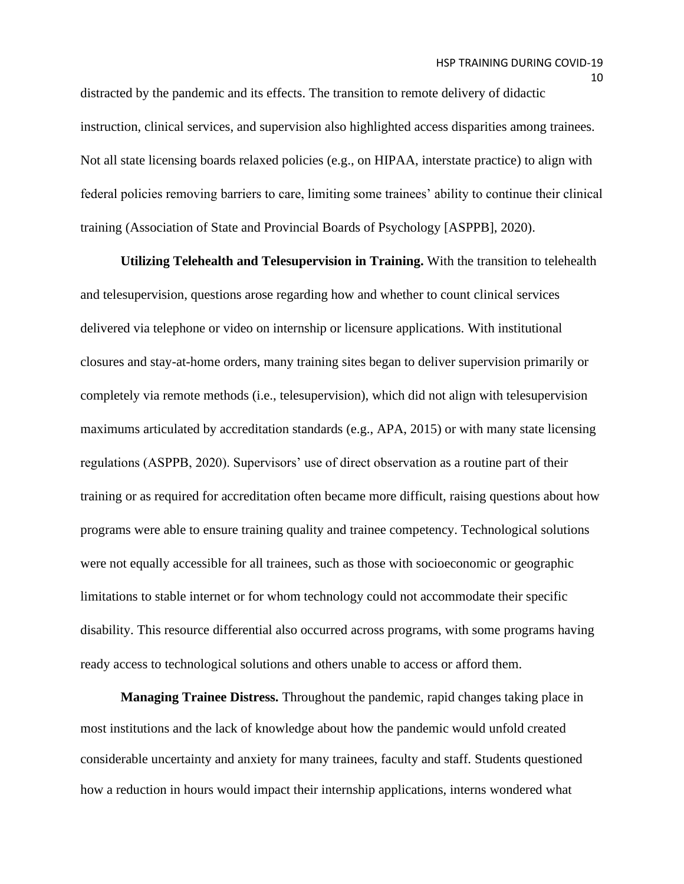distracted by the pandemic and its effects. The transition to remote delivery of didactic instruction, clinical services, and supervision also highlighted access disparities among trainees. Not all state licensing boards relaxed policies (e.g., on HIPAA, interstate practice) to align with federal policies removing barriers to care, limiting some trainees' ability to continue their clinical training (Association of State and Provincial Boards of Psychology [ASPPB], 2020).

**Utilizing Telehealth and Telesupervision in Training.** With the transition to telehealth and telesupervision, questions arose regarding how and whether to count clinical services delivered via telephone or video on internship or licensure applications. With institutional closures and stay-at-home orders, many training sites began to deliver supervision primarily or completely via remote methods (i.e., telesupervision), which did not align with telesupervision maximums articulated by accreditation standards (e.g., APA, 2015) or with many state licensing regulations (ASPPB, 2020). Supervisors' use of direct observation as a routine part of their training or as required for accreditation often became more difficult, raising questions about how programs were able to ensure training quality and trainee competency. Technological solutions were not equally accessible for all trainees, such as those with socioeconomic or geographic limitations to stable internet or for whom technology could not accommodate their specific disability. This resource differential also occurred across programs, with some programs having ready access to technological solutions and others unable to access or afford them.

**Managing Trainee Distress.** Throughout the pandemic, rapid changes taking place in most institutions and the lack of knowledge about how the pandemic would unfold created considerable uncertainty and anxiety for many trainees, faculty and staff. Students questioned how a reduction in hours would impact their internship applications, interns wondered what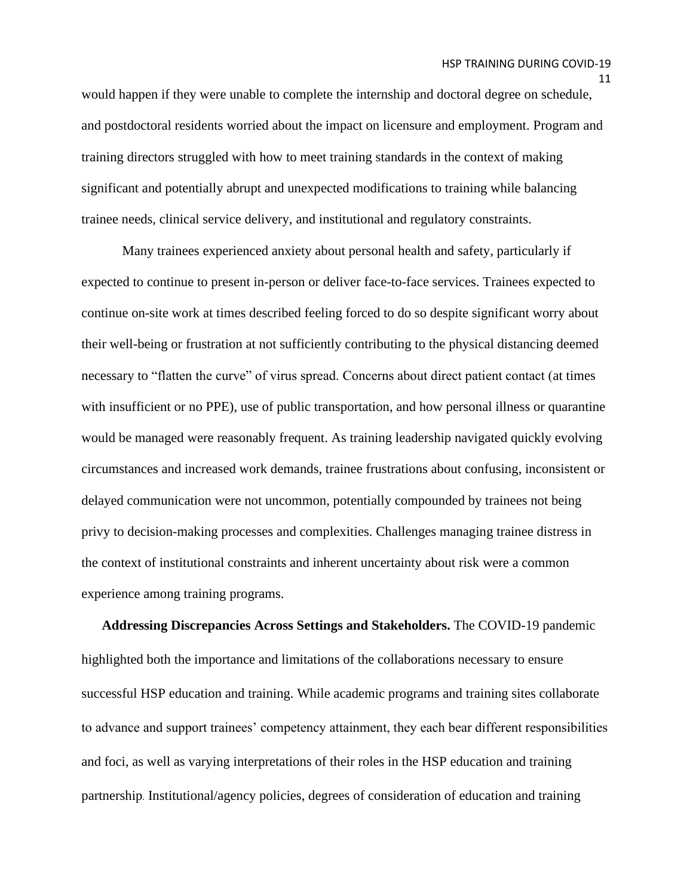would happen if they were unable to complete the internship and doctoral degree on schedule, and postdoctoral residents worried about the impact on licensure and employment. Program and training directors struggled with how to meet training standards in the context of making significant and potentially abrupt and unexpected modifications to training while balancing trainee needs, clinical service delivery, and institutional and regulatory constraints.

Many trainees experienced anxiety about personal health and safety, particularly if expected to continue to present in-person or deliver face-to-face services. Trainees expected to continue on-site work at times described feeling forced to do so despite significant worry about their well-being or frustration at not sufficiently contributing to the physical distancing deemed necessary to "flatten the curve" of virus spread. Concerns about direct patient contact (at times with insufficient or no PPE), use of public transportation, and how personal illness or quarantine would be managed were reasonably frequent. As training leadership navigated quickly evolving circumstances and increased work demands, trainee frustrations about confusing, inconsistent or delayed communication were not uncommon, potentially compounded by trainees not being privy to decision-making processes and complexities. Challenges managing trainee distress in the context of institutional constraints and inherent uncertainty about risk were a common experience among training programs.

**Addressing Discrepancies Across Settings and Stakeholders.** The COVID-19 pandemic highlighted both the importance and limitations of the collaborations necessary to ensure successful HSP education and training. While academic programs and training sites collaborate to advance and support trainees' competency attainment, they each bear different responsibilities and foci, as well as varying interpretations of their roles in the HSP education and training partnership. Institutional/agency policies, degrees of consideration of education and training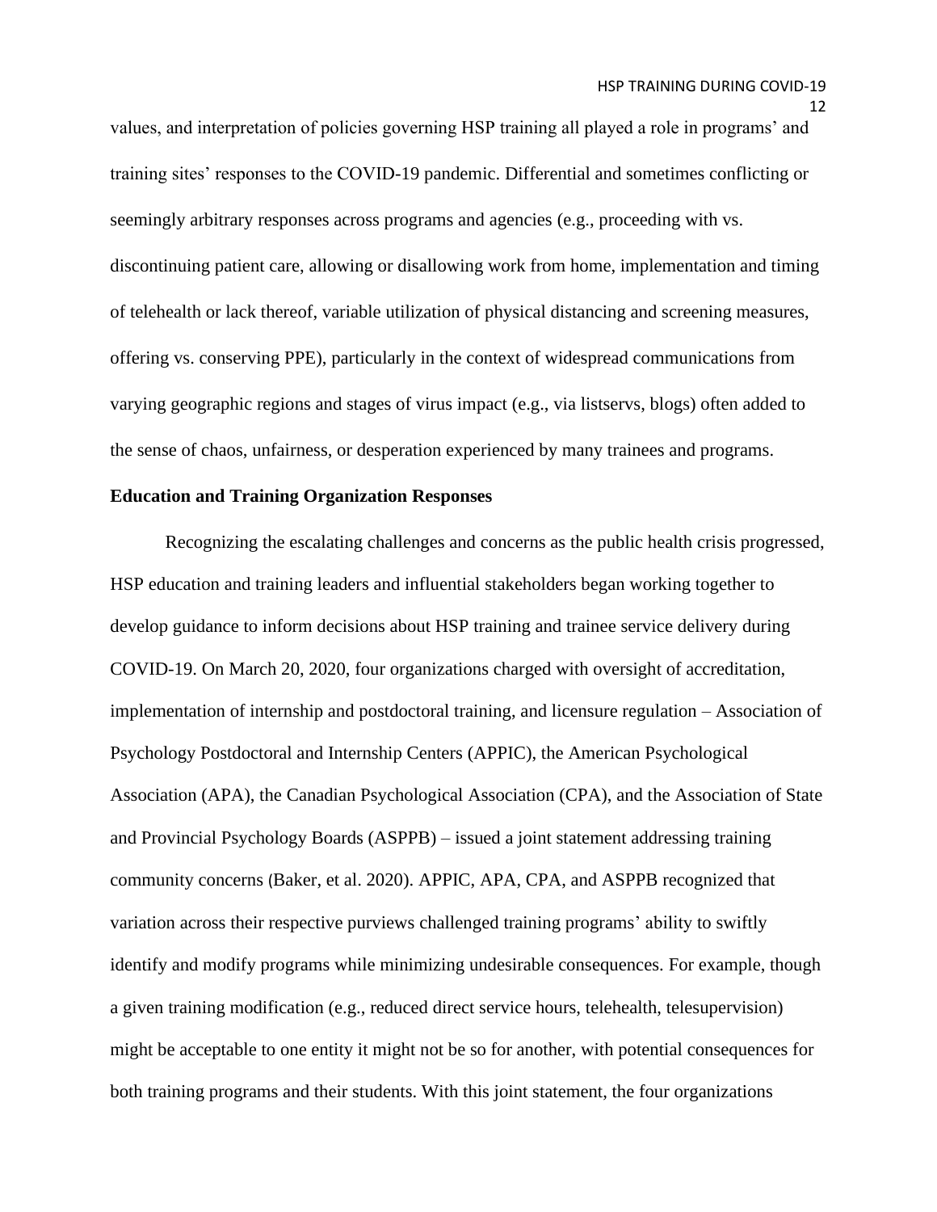values, and interpretation of policies governing HSP training all played a role in programs' and training sites' responses to the COVID-19 pandemic. Differential and sometimes conflicting or seemingly arbitrary responses across programs and agencies (e.g., proceeding with vs. discontinuing patient care, allowing or disallowing work from home, implementation and timing of telehealth or lack thereof, variable utilization of physical distancing and screening measures, offering vs. conserving PPE), particularly in the context of widespread communications from varying geographic regions and stages of virus impact (e.g., via listservs, blogs) often added to the sense of chaos, unfairness, or desperation experienced by many trainees and programs.

**Education and Training Organization Responses**

Recognizing the escalating challenges and concerns as the public health crisis progressed, HSP education and training leaders and influential stakeholders began working together to develop guidance to inform decisions about HSP training and trainee service delivery during COVID-19. On March 20, 2020, four organizations charged with oversight of accreditation, implementation of internship and postdoctoral training, and licensure regulation – Association of Psychology Postdoctoral and Internship Centers (APPIC), the American Psychological Association (APA), the Canadian Psychological Association (CPA), and the Association of State and Provincial Psychology Boards (ASPPB) – issued a joint statement addressing training community concerns (Baker, et al. 2020). APPIC, APA, CPA, and ASPPB recognized that variation across their respective purviews challenged training programs' ability to swiftly identify and modify programs while minimizing undesirable consequences. For example, though a given training modification (e.g., reduced direct service hours, telehealth, telesupervision) might be acceptable to one entity it might not be so for another, with potential consequences for both training programs and their students. With this joint statement, the four organizations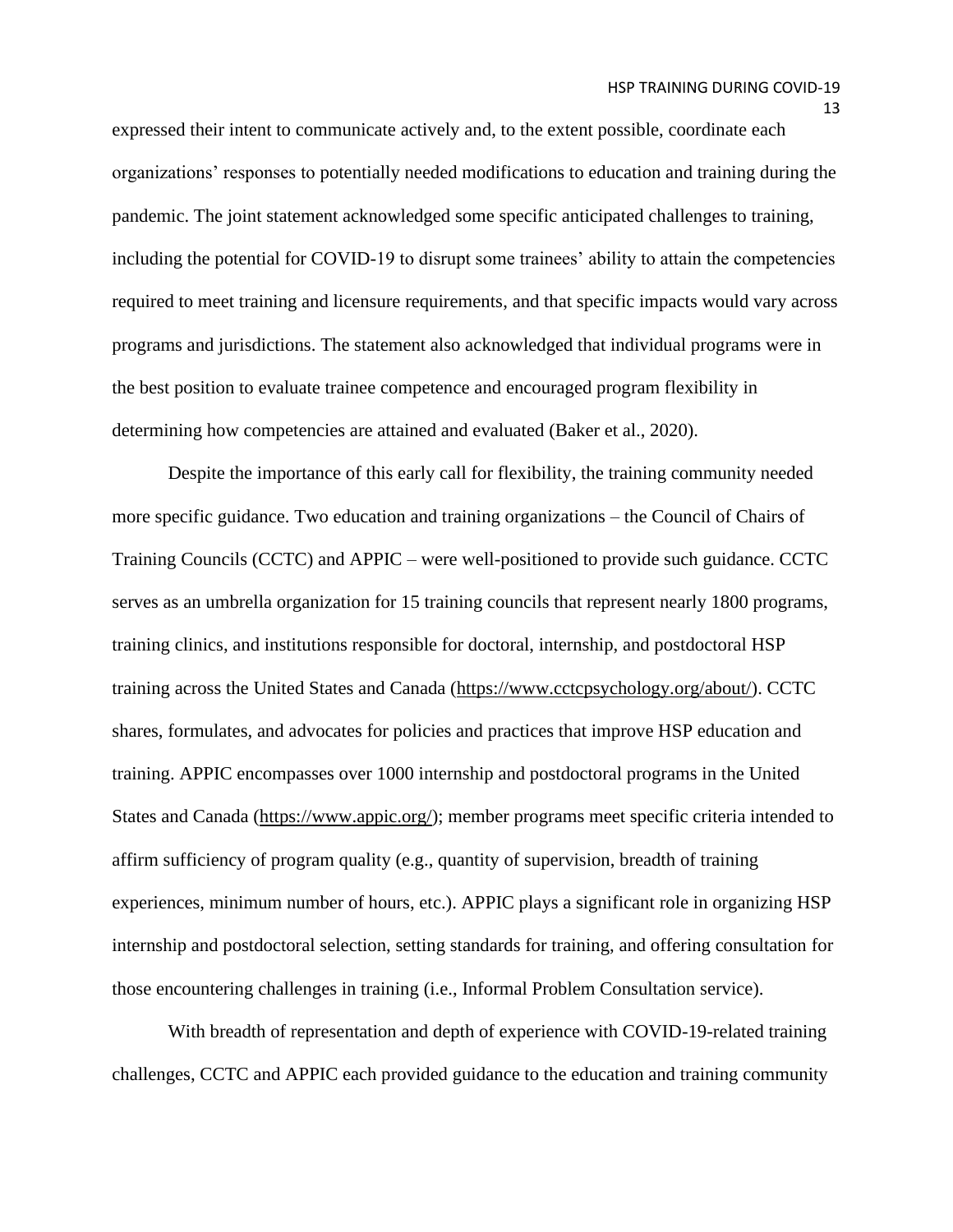expressed their intent to communicate actively and, to the extent possible, coordinate each organizations' responses to potentially needed modifications to education and training during the pandemic. The joint statement acknowledged some specific anticipated challenges to training, including the potential for COVID-19 to disrupt some trainees' ability to attain the competencies required to meet training and licensure requirements, and that specific impacts would vary across programs and jurisdictions. The statement also acknowledged that individual programs were in the best position to evaluate trainee competence and encouraged program flexibility in determining how competencies are attained and evaluated (Baker et al., 2020).

Despite the importance of this early call for flexibility, the training community needed more specific guidance. Two education and training organizations – the Council of Chairs of Training Councils (CCTC) and APPIC – were well-positioned to provide such guidance. CCTC serves as an umbrella organization for 15 training councils that represent nearly 1800 programs, training clinics, and institutions responsible for doctoral, internship, and postdoctoral HSP training across the United States and Canada (https://www.cctcpsychology.org/about/). CCTC shares, formulates, and advocates for policies and practices that improve HSP education and training. APPIC encompasses over 1000 internship and postdoctoral programs in the United States and Canada (https://www.appic.org/); member programs meet specific criteria intended to affirm sufficiency of program quality (e.g., quantity of supervision, breadth of training experiences, minimum number of hours, etc.). APPIC plays a significant role in organizing HSP internship and postdoctoral selection, setting standards for training, and offering consultation for those encountering challenges in training (i.e., Informal Problem Consultation service).

With breadth of representation and depth of experience with COVID-19-related training challenges, CCTC and APPIC each provided guidance to the education and training community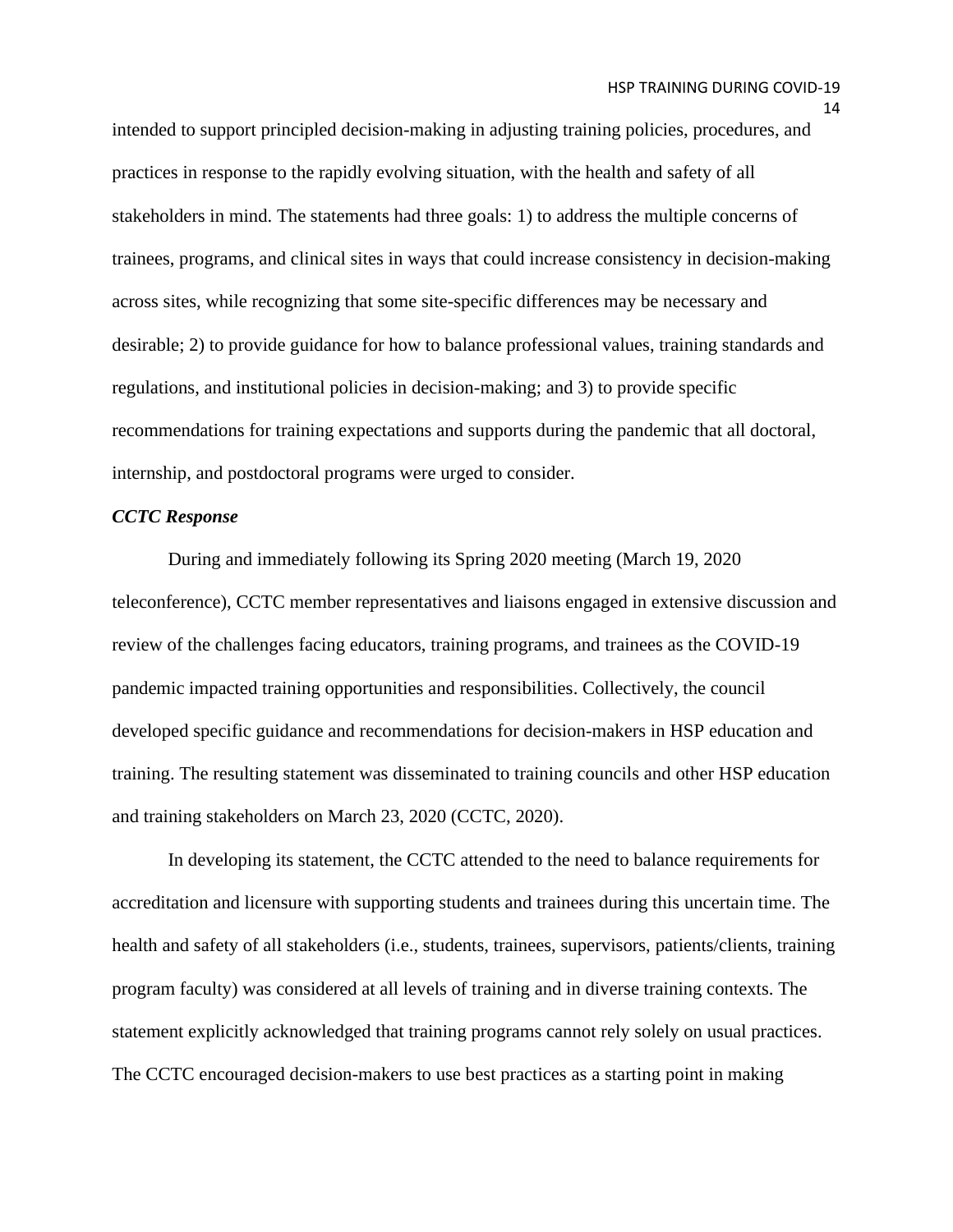intended to support principled decision-making in adjusting training policies, procedures, and practices in response to the rapidly evolving situation, with the health and safety of all stakeholders in mind. The statements had three goals: 1) to address the multiple concerns of trainees, programs, and clinical sites in ways that could increase consistency in decision-making across sites, while recognizing that some site-specific differences may be necessary and desirable; 2) to provide guidance for how to balance professional values, training standards and regulations, and institutional policies in decision-making; and 3) to provide specific recommendations for training expectations and supports during the pandemic that all doctoral, internship, and postdoctoral programs were urged to consider.

### *CCTC Response*

During and immediately following its Spring 2020 meeting (March 19, 2020 teleconference), CCTC member representatives and liaisons engaged in extensive discussion and review of the challenges facing educators, training programs, and trainees as the COVID-19 pandemic impacted training opportunities and responsibilities. Collectively, the council developed specific guidance and recommendations for decision-makers in HSP education and training. The resulting statement was disseminated to training councils and other HSP education and training stakeholders on March 23, 2020 (CCTC, 2020).

In developing its statement, the CCTC attended to the need to balance requirements for accreditation and licensure with supporting students and trainees during this uncertain time. The health and safety of all stakeholders (i.e., students, trainees, supervisors, patients/clients, training program faculty) was considered at all levels of training and in diverse training contexts. The statement explicitly acknowledged that training programs cannot rely solely on usual practices. The CCTC encouraged decision-makers to use best practices as a starting point in making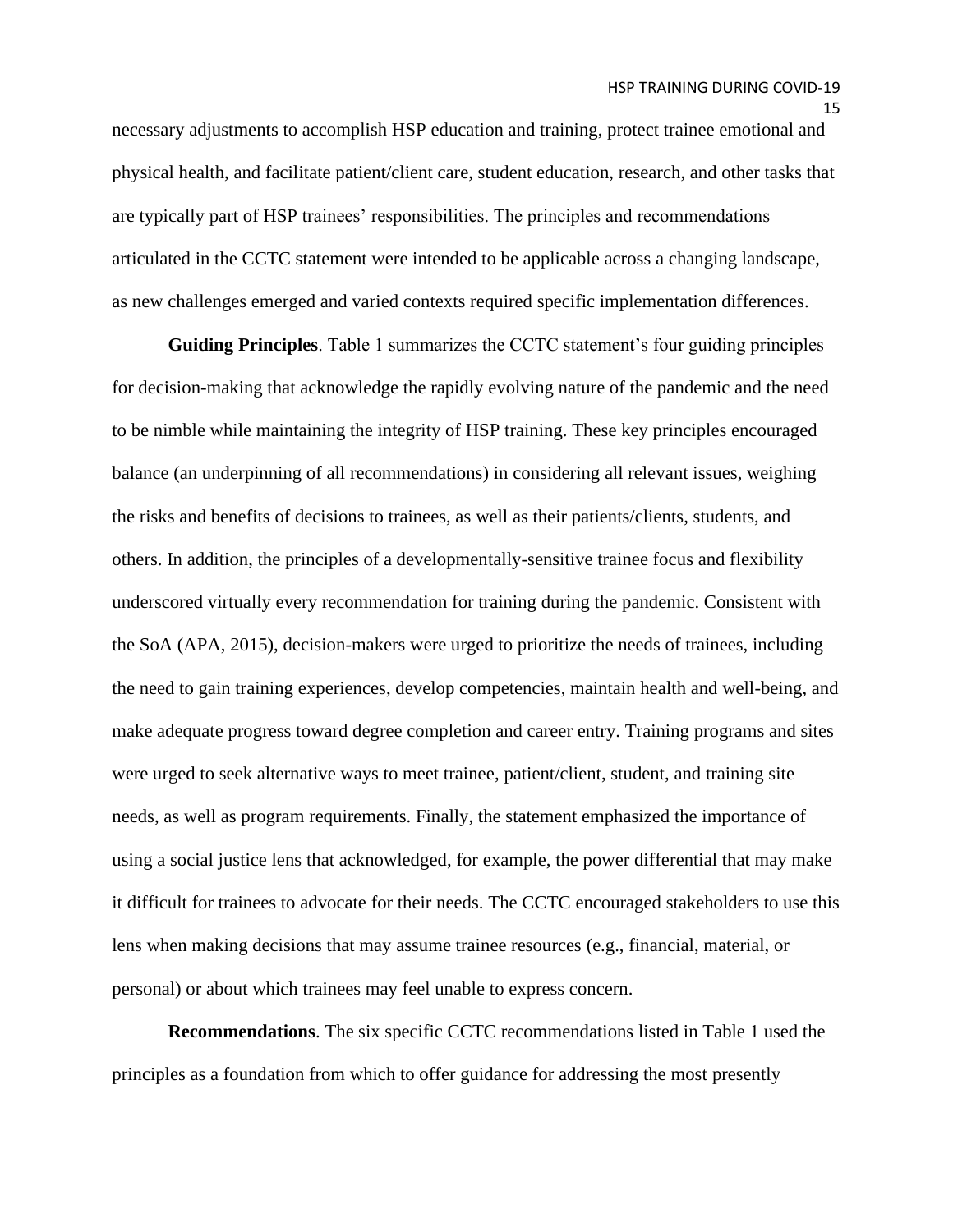necessary adjustments to accomplish HSP education and training, protect trainee emotional and physical health, and facilitate patient/client care, student education, research, and other tasks that are typically part of HSP trainees' responsibilities. The principles and recommendations articulated in the CCTC statement were intended to be applicable across a changing landscape, as new challenges emerged and varied contexts required specific implementation differences.

**Guiding Principles**. Table 1 summarizes the CCTC statement's four guiding principles for decision-making that acknowledge the rapidly evolving nature of the pandemic and the need to be nimble while maintaining the integrity of HSP training. These key principles encouraged balance (an underpinning of all recommendations) in considering all relevant issues, weighing the risks and benefits of decisions to trainees, as well as their patients/clients, students, and others. In addition, the principles of a developmentally-sensitive trainee focus and flexibility underscored virtually every recommendation for training during the pandemic. Consistent with the SoA (APA, 2015), decision-makers were urged to prioritize the needs of trainees, including the need to gain training experiences, develop competencies, maintain health and well-being, and make adequate progress toward degree completion and career entry. Training programs and sites were urged to seek alternative ways to meet trainee, patient/client, student, and training site needs, as well as program requirements. Finally, the statement emphasized the importance of using a social justice lens that acknowledged, for example, the power differential that may make it difficult for trainees to advocate for their needs. The CCTC encouraged stakeholders to use this lens when making decisions that may assume trainee resources (e.g., financial, material, or personal) or about which trainees may feel unable to express concern.

**Recommendations**. The six specific CCTC recommendations listed in Table 1 used the principles as a foundation from which to offer guidance for addressing the most presently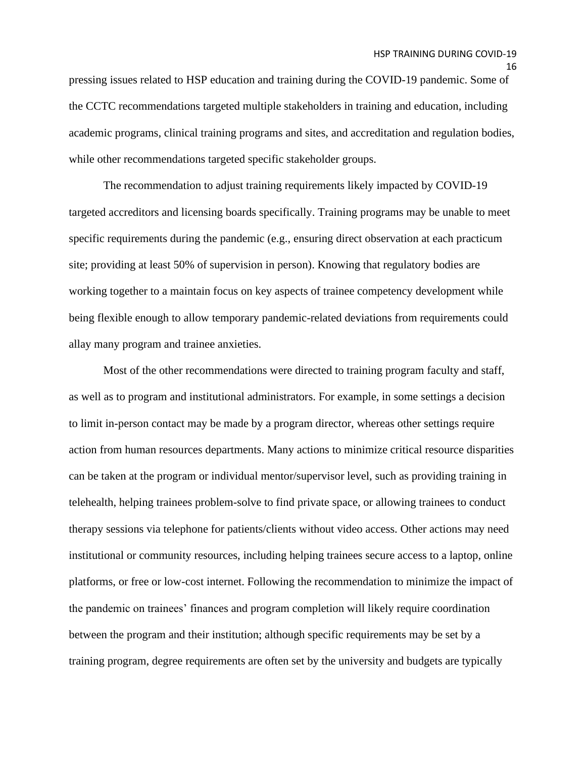pressing issues related to HSP education and training during the COVID-19 pandemic. Some of the CCTC recommendations targeted multiple stakeholders in training and education, including academic programs, clinical training programs and sites, and accreditation and regulation bodies, while other recommendations targeted specific stakeholder groups.

The recommendation to adjust training requirements likely impacted by COVID-19 targeted accreditors and licensing boards specifically. Training programs may be unable to meet specific requirements during the pandemic (e.g., ensuring direct observation at each practicum site; providing at least 50% of supervision in person). Knowing that regulatory bodies are working together to a maintain focus on key aspects of trainee competency development while being flexible enough to allow temporary pandemic-related deviations from requirements could allay many program and trainee anxieties.

Most of the other recommendations were directed to training program faculty and staff, as well as to program and institutional administrators. For example, in some settings a decision to limit in-person contact may be made by a program director, whereas other settings require action from human resources departments. Many actions to minimize critical resource disparities can be taken at the program or individual mentor/supervisor level, such as providing training in telehealth, helping trainees problem-solve to find private space, or allowing trainees to conduct therapy sessions via telephone for patients/clients without video access. Other actions may need institutional or community resources, including helping trainees secure access to a laptop, online platforms, or free or low-cost internet. Following the recommendation to minimize the impact of the pandemic on trainees' finances and program completion will likely require coordination between the program and their institution; although specific requirements may be set by a training program, degree requirements are often set by the university and budgets are typically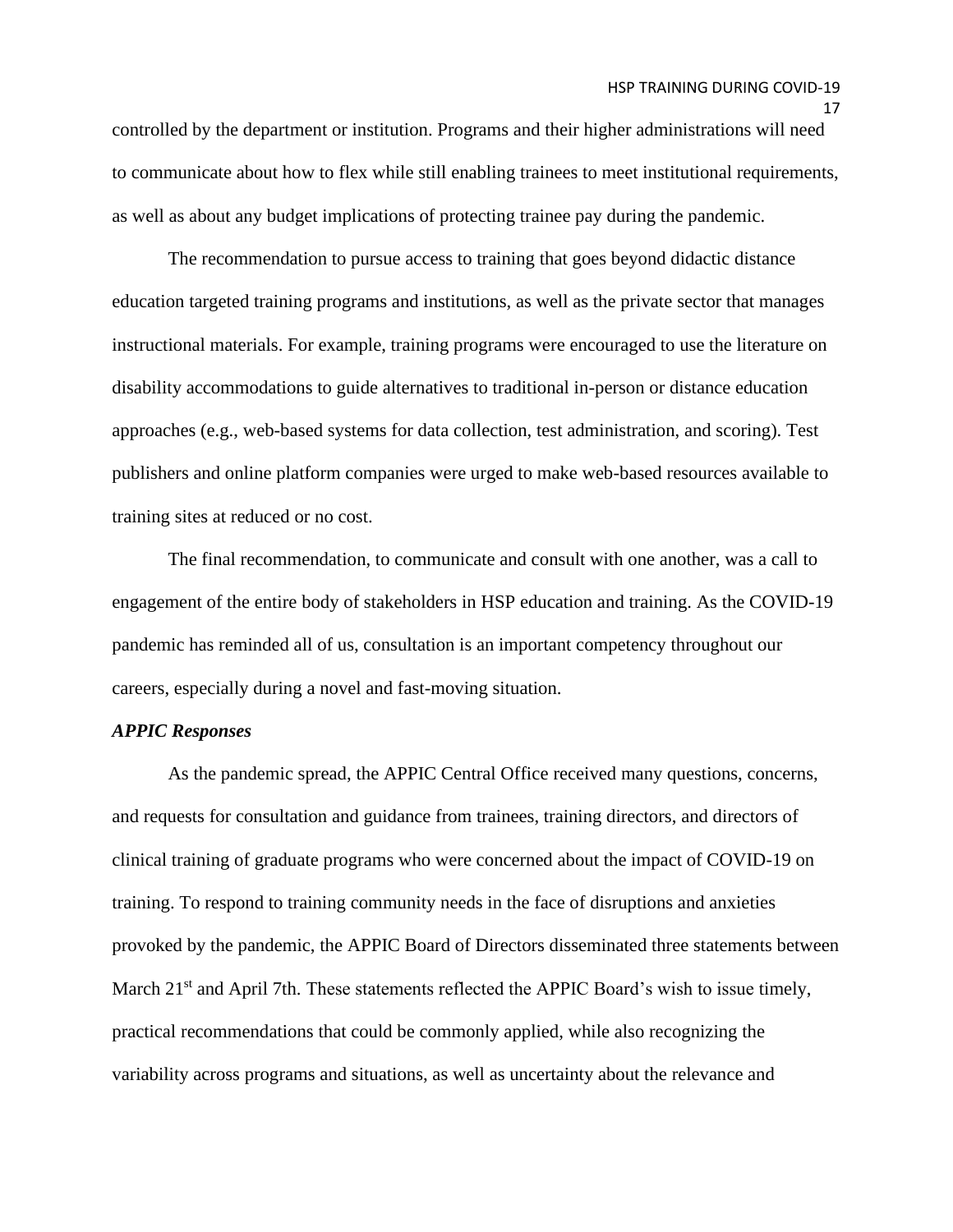controlled by the department or institution. Programs and their higher administrations will need to communicate about how to flex while still enabling trainees to meet institutional requirements, as well as about any budget implications of protecting trainee pay during the pandemic.

The recommendation to pursue access to training that goes beyond didactic distance education targeted training programs and institutions, as well as the private sector that manages instructional materials. For example, training programs were encouraged to use the literature on disability accommodations to guide alternatives to traditional in-person or distance education approaches (e.g., web-based systems for data collection, test administration, and scoring). Test publishers and online platform companies were urged to make web-based resources available to training sites at reduced or no cost.

The final recommendation, to communicate and consult with one another, was a call to engagement of the entire body of stakeholders in HSP education and training. As the COVID-19 pandemic has reminded all of us, consultation is an important competency throughout our careers, especially during a novel and fast-moving situation.

### *APPIC Responses*

As the pandemic spread, the APPIC Central Office received many questions, concerns, and requests for consultation and guidance from trainees, training directors, and directors of clinical training of graduate programs who were concerned about the impact of COVID-19 on training. To respond to training community needs in the face of disruptions and anxieties provoked by the pandemic, the APPIC Board of Directors disseminated three statements between March 21st and April 7th. These statements reflected the APPIC Board's wish to issue timely, practical recommendations that could be commonly applied, while also recognizing the variability across programs and situations, as well as uncertainty about the relevance and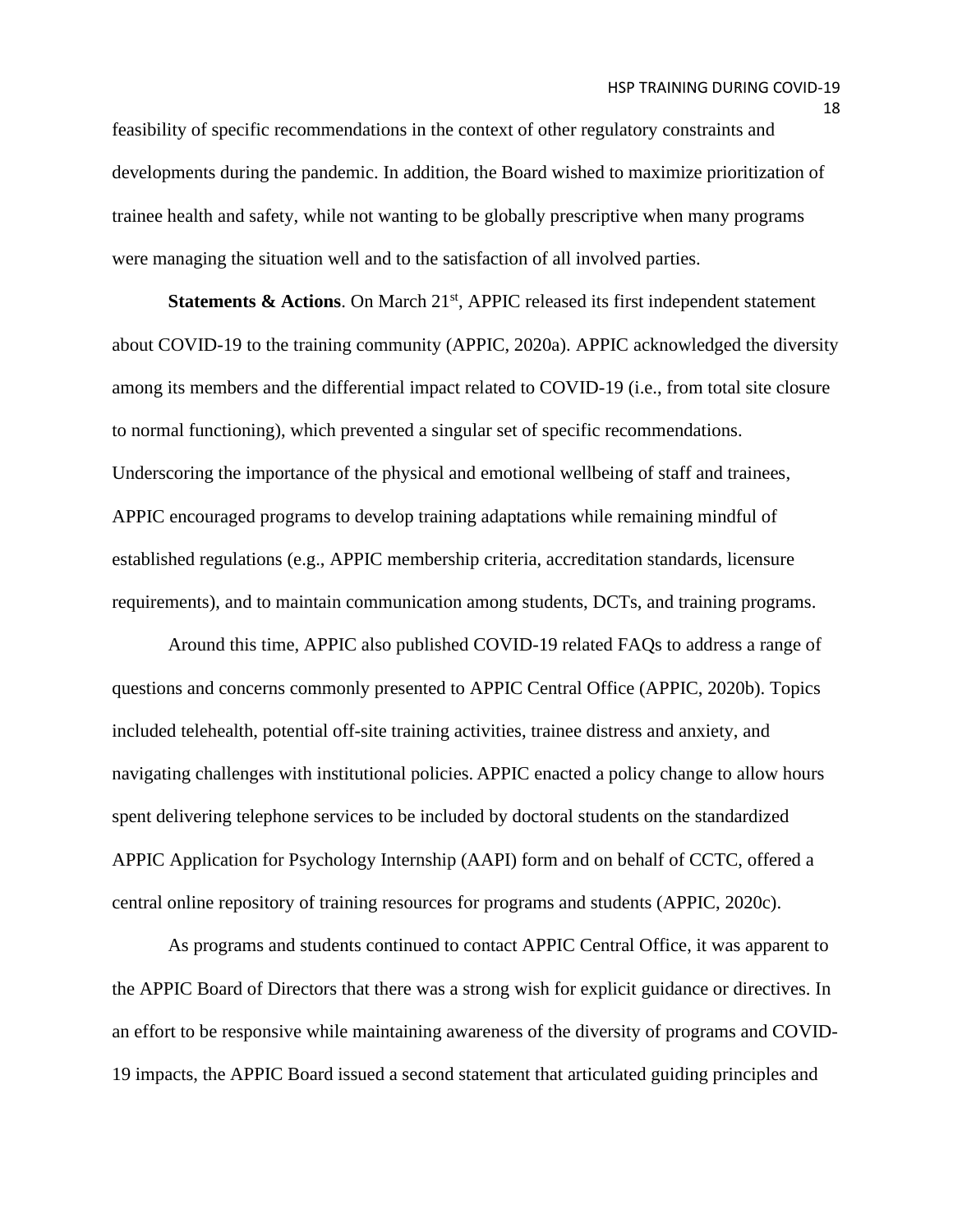feasibility of specific recommendations in the context of other regulatory constraints and developments during the pandemic. In addition, the Board wished to maximize prioritization of trainee health and safety, while not wanting to be globally prescriptive when many programs were managing the situation well and to the satisfaction of all involved parties.

**Statements & Actions**. On March 21st, APPIC released its first independent statement about COVID-19 to the training community (APPIC, 2020a). APPIC acknowledged the diversity among its members and the differential impact related to COVID-19 (i.e., from total site closure to normal functioning), which prevented a singular set of specific recommendations. Underscoring the importance of the physical and emotional wellbeing of staff and trainees, APPIC encouraged programs to develop training adaptations while remaining mindful of established regulations (e.g., APPIC membership criteria, accreditation standards, licensure requirements), and to maintain communication among students, DCTs, and training programs.

Around this time, APPIC also published COVID-19 related FAQs to address a range of questions and concerns commonly presented to APPIC Central Office (APPIC, 2020b). Topics included telehealth, potential off-site training activities, trainee distress and anxiety, and navigating challenges with institutional policies. APPIC enacted a policy change to allow hours spent delivering telephone services to be included by doctoral students on the standardized APPIC Application for Psychology Internship (AAPI) form and on behalf of CCTC, offered a central online repository of training resources for programs and students (APPIC, 2020c).

As programs and students continued to contact APPIC Central Office, it was apparent to the APPIC Board of Directors that there was a strong wish for explicit guidance or directives. In an effort to be responsive while maintaining awareness of the diversity of programs and COVID-19 impacts, the APPIC Board issued a second statement that articulated guiding principles and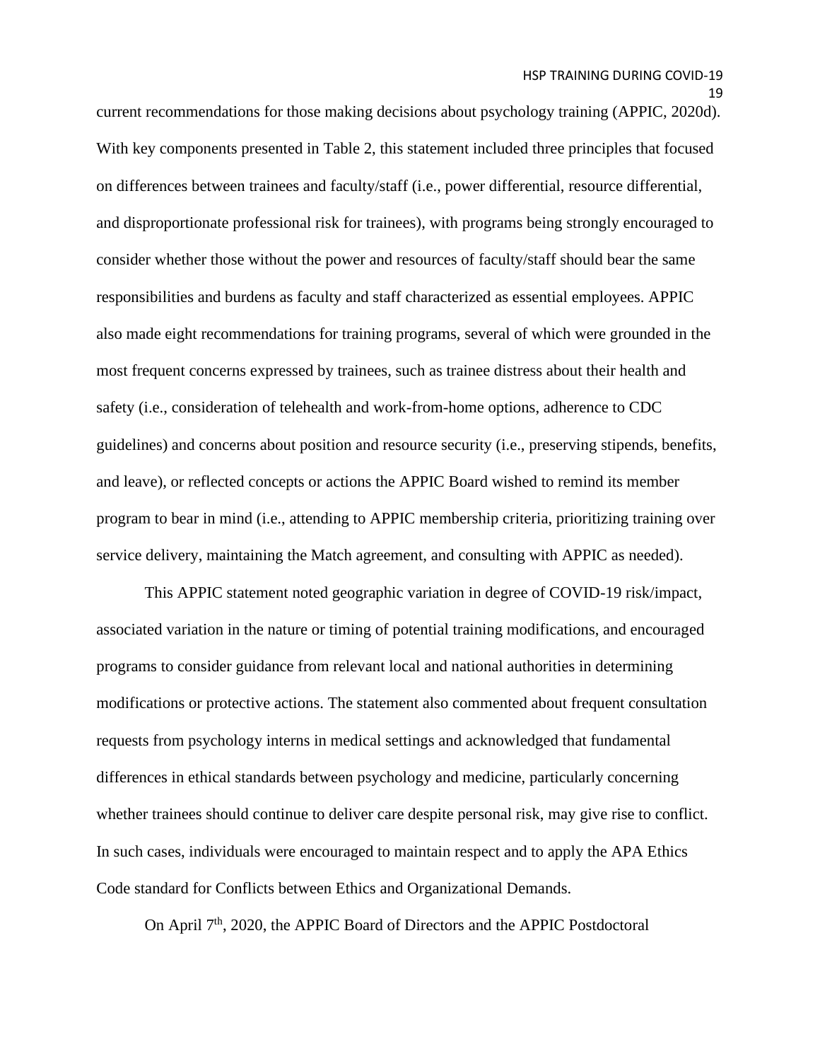current recommendations for those making decisions about psychology training (APPIC, 2020d). With key components presented in Table 2, this statement included three principles that focused on differences between trainees and faculty/staff (i.e., power differential, resource differential, and disproportionate professional risk for trainees), with programs being strongly encouraged to consider whether those without the power and resources of faculty/staff should bear the same responsibilities and burdens as faculty and staff characterized as essential employees. APPIC also made eight recommendations for training programs, several of which were grounded in the most frequent concerns expressed by trainees, such as trainee distress about their health and safety (i.e., consideration of telehealth and work-from-home options, adherence to CDC guidelines) and concerns about position and resource security (i.e., preserving stipends, benefits, and leave), or reflected concepts or actions the APPIC Board wished to remind its member program to bear in mind (i.e., attending to APPIC membership criteria, prioritizing training over service delivery, maintaining the Match agreement, and consulting with APPIC as needed).

This APPIC statement noted geographic variation in degree of COVID-19 risk/impact, associated variation in the nature or timing of potential training modifications, and encouraged programs to consider guidance from relevant local and national authorities in determining modifications or protective actions. The statement also commented about frequent consultation requests from psychology interns in medical settings and acknowledged that fundamental differences in ethical standards between psychology and medicine, particularly concerning whether trainees should continue to deliver care despite personal risk, may give rise to conflict. In such cases, individuals were encouraged to maintain respect and to apply the APA Ethics Code standard for Conflicts between Ethics and Organizational Demands.

On April 7th, 2020, the APPIC Board of Directors and the APPIC Postdoctoral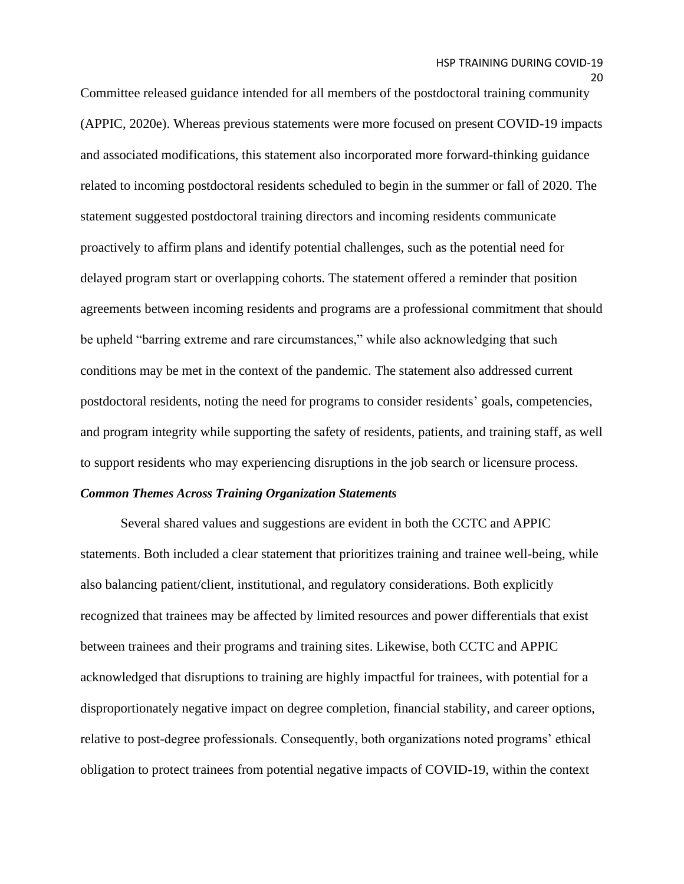Committee released guidance intended for all members of the postdoctoral training community (APPIC, 2020e). Whereas previous statements were more focused on present COVID-19 impacts and associated modifications, this statement also incorporated more forward-thinking guidance related to incoming postdoctoral residents scheduled to begin in the summer or fall of 2020. The statement suggested postdoctoral training directors and incoming residents communicate proactively to affirm plans and identify potential challenges, such as the potential need for delayed program start or overlapping cohorts. The statement offered a reminder that position agreements between incoming residents and programs are a professional commitment that should be upheld "barring extreme and rare circumstances," while also acknowledging that such conditions may be met in the context of the pandemic. The statement also addressed current postdoctoral residents, noting the need for programs to consider residents' goals, competencies, and program integrity while supporting the safety of residents, patients, and training staff, as well to support residents who may experiencing disruptions in the job search or licensure process.

### *Common Themes Across Training Organization Statements*

Several shared values and suggestions are evident in both the CCTC and APPIC statements. Both included a clear statement that prioritizes training and trainee well-being, while also balancing patient/client, institutional, and regulatory considerations. Both explicitly recognized that trainees may be affected by limited resources and power differentials that exist between trainees and their programs and training sites. Likewise, both CCTC and APPIC acknowledged that disruptions to training are highly impactful for trainees, with potential for a disproportionately negative impact on degree completion, financial stability, and career options, relative to post-degree professionals. Consequently, both organizations noted programs' ethical obligation to protect trainees from potential negative impacts of COVID-19, within the context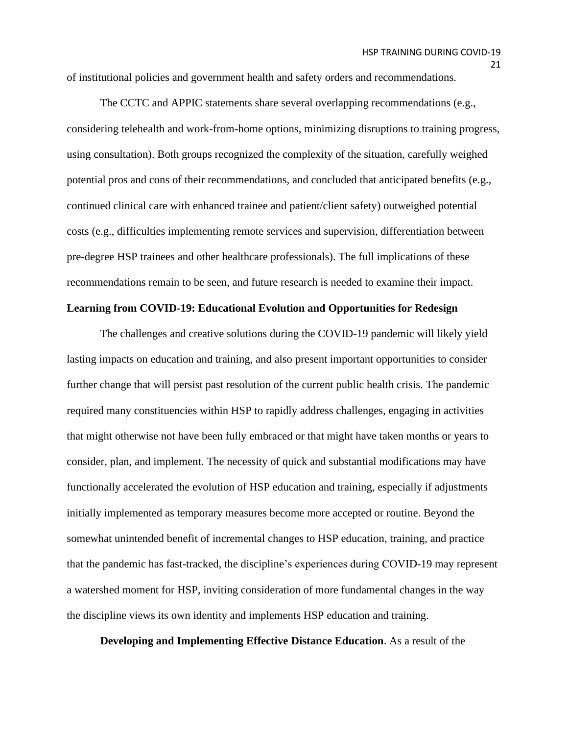of institutional policies and government health and safety orders and recommendations.

The CCTC and APPIC statements share several overlapping recommendations (e.g., considering telehealth and work-from-home options, minimizing disruptions to training progress, using consultation). Both groups recognized the complexity of the situation, carefully weighed potential pros and cons of their recommendations, and concluded that anticipated benefits (e.g., continued clinical care with enhanced trainee and patient/client safety) outweighed potential costs (e.g., difficulties implementing remote services and supervision, differentiation between pre-degree HSP trainees and other healthcare professionals). The full implications of these recommendations remain to be seen, and future research is needed to examine their impact.

## Learning from COVID-19: Educational Evolution and Opportunities for Redesign

The challenges and creative solutions during the COVID-19 pandemic will likely yield lasting impacts on education and training, and also present important opportunities to consider further change that will persist past resolution of the current public health crisis. The pandemic required many constituencies within HSP to rapidly address challenges, engaging in activities that might otherwise not have been fully embraced or that might have taken months or years to consider, plan, and implement. The necessity of quick and substantial modifications may have functionally accelerated the evolution of HSP education and training, especially if adjustments initially implemented as temporary measures become more accepted or routine. Beyond the somewhat unintended benefit of incremental changes to HSP education, training, and practice that the pandemic has fast-tracked, the discipline's experiences during COVID-19 may represent a watershed moment for HSP, inviting consideration of more fundamental changes in the way the discipline views its own identity and implements HSP education and training.

**Developing and Implementing Effective Distance Education**. As a result of the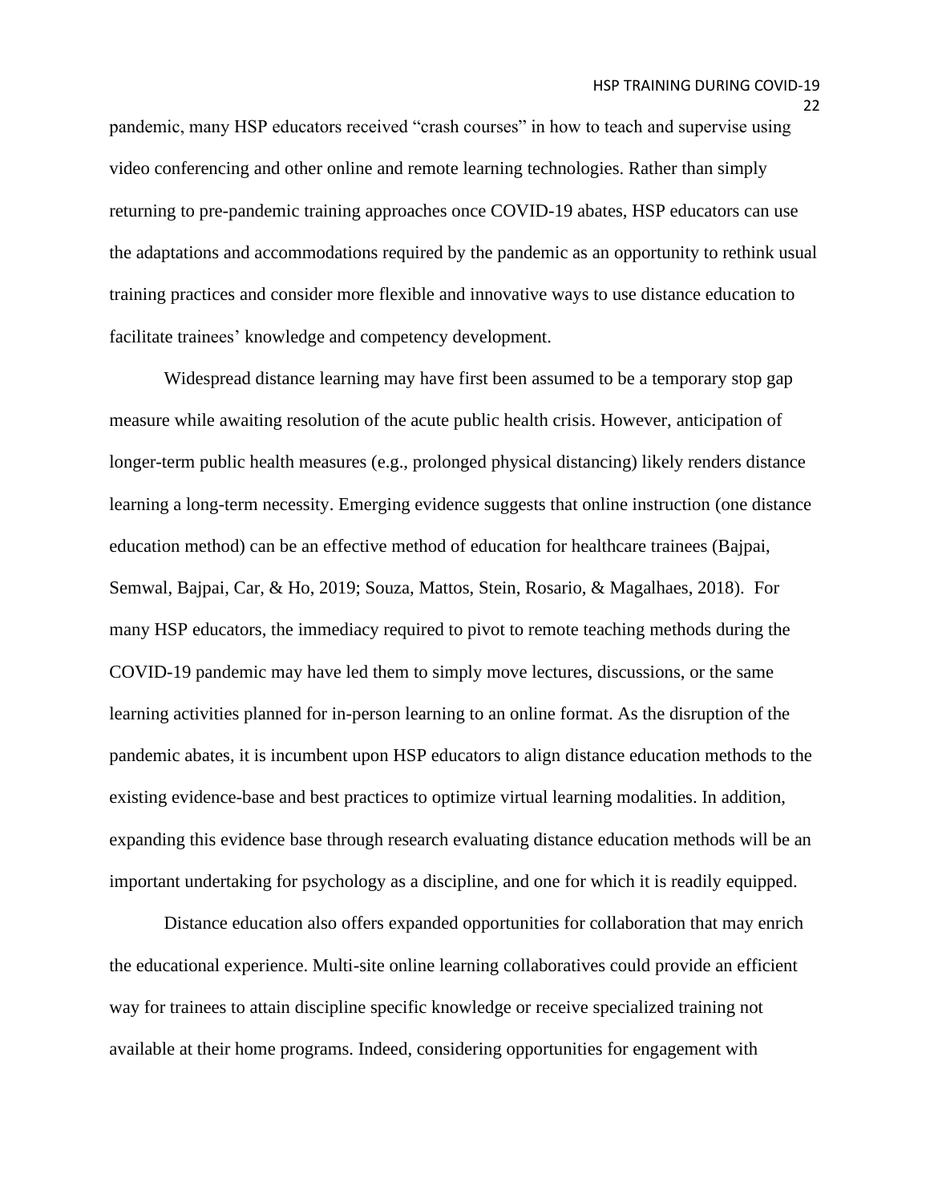pandemic, many HSP educators received "crash courses" in how to teach and supervise using video conferencing and other online and remote learning technologies. Rather than simply returning to pre-pandemic training approaches once COVID-19 abates, HSP educators can use the adaptations and accommodations required by the pandemic as an opportunity to rethink usual training practices and consider more flexible and innovative ways to use distance education to facilitate trainees' knowledge and competency development.

Widespread distance learning may have first been assumed to be a temporary stop gap measure while awaiting resolution of the acute public health crisis. However, anticipation of longer-term public health measures (e.g., prolonged physical distancing) likely renders distance learning a long-term necessity. Emerging evidence suggests that online instruction (one distance education method) can be an effective method of education for healthcare trainees (Bajpai, Semwal, Bajpai, Car, & Ho, 2019; Souza, Mattos, Stein, Rosario, & Magalhaes, 2018). For many HSP educators, the immediacy required to pivot to remote teaching methods during the COVID-19 pandemic may have led them to simply move lectures, discussions, or the same learning activities planned for in-person learning to an online format. As the disruption of the pandemic abates, it is incumbent upon HSP educators to align distance education methods to the existing evidence-base and best practices to optimize virtual learning modalities. In addition, expanding this evidence base through research evaluating distance education methods will be an important undertaking for psychology as a discipline, and one for which it is readily equipped.

Distance education also offers expanded opportunities for collaboration that may enrich the educational experience. Multi-site online learning collaboratives could provide an efficient way for trainees to attain discipline specific knowledge or receive specialized training not available at their home programs. Indeed, considering opportunities for engagement with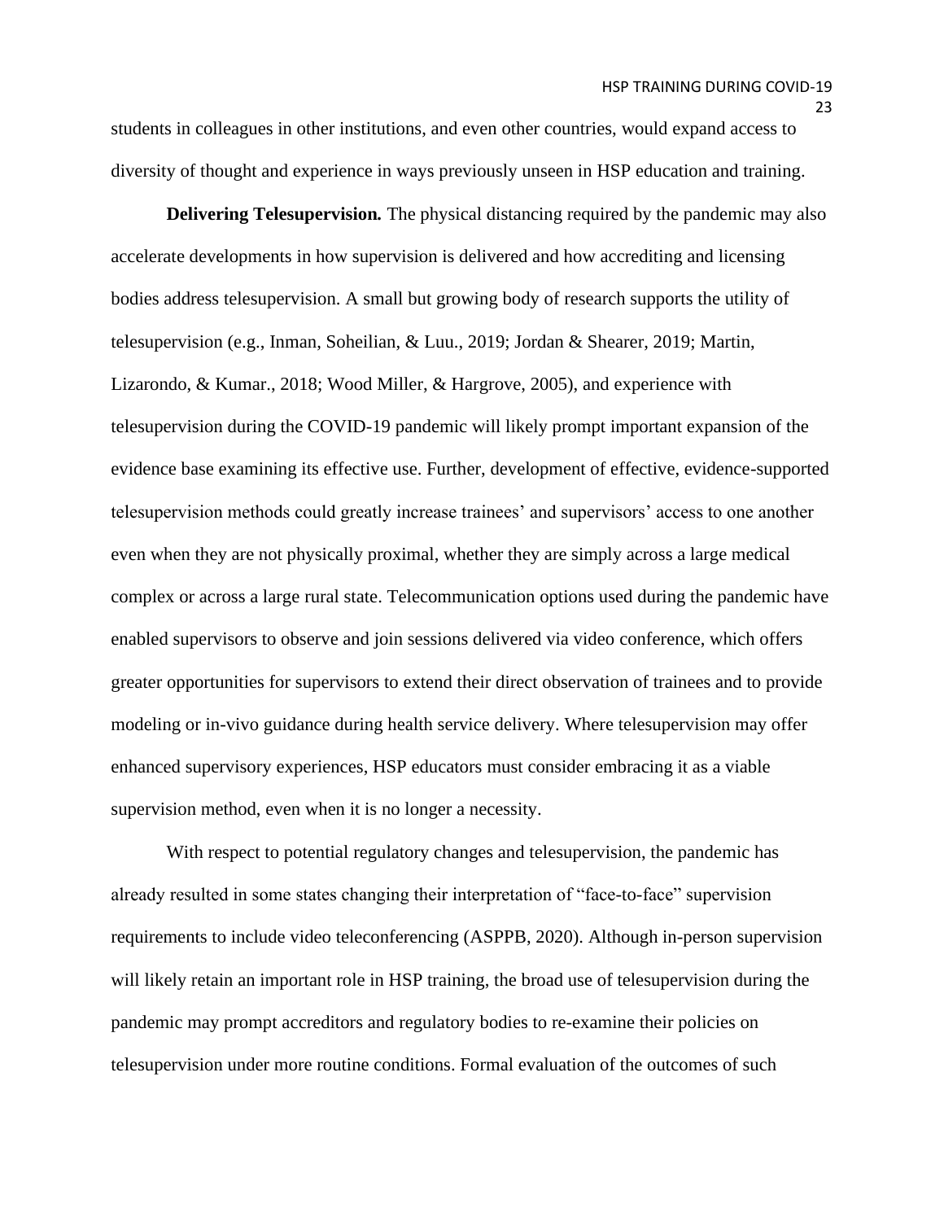students in colleagues in other institutions, and even other countries, would expand access to diversity of thought and experience in ways previously unseen in HSP education and training.

**Delivering Telesupervision.** The physical distancing required by the pandemic may also accelerate developments in how supervision is delivered and how accrediting and licensing bodies address telesupervision. A small but growing body of research supports the utility of telesupervision (e.g., Inman, Soheilian, & Luu., 2019; Jordan & Shearer, 2019; Martin, Lizarondo, & Kumar., 2018; Wood Miller, & Hargrove, 2005), and experience with telesupervision during the COVID-19 pandemic will likely prompt important expansion of the evidence base examining its effective use. Further, development of effective, evidence-supported telesupervision methods could greatly increase trainees' and supervisors' access to one another even when they are not physically proximal, whether they are simply across a large medical complex or across a large rural state. Telecommunication options used during the pandemic have enabled supervisors to observe and join sessions delivered via video conference, which offers greater opportunities for supervisors to extend their direct observation of trainees and to provide modeling or in-vivo guidance during health service delivery. Where telesupervision may offer enhanced supervisory experiences, HSP educators must consider embracing it as a viable supervision method, even when it is no longer a necessity.

With respect to potential regulatory changes and telesupervision, the pandemic has already resulted in some states changing their interpretation of "face-to-face" supervision requirements to include video teleconferencing (ASPPB, 2020). Although in-person supervision will likely retain an important role in HSP training, the broad use of telesupervision during the pandemic may prompt accreditors and regulatory bodies to re-examine their policies on telesupervision under more routine conditions. Formal evaluation of the outcomes of such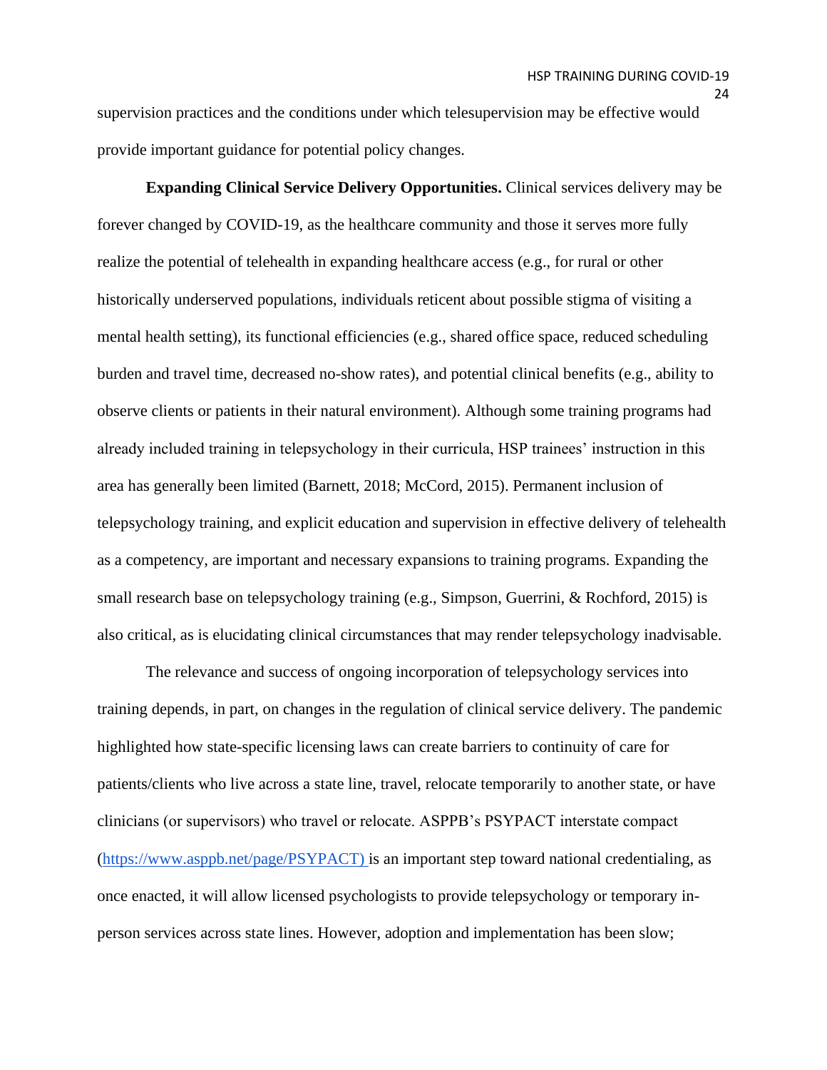supervision practices and the conditions under which telesupervision may be effective would provide important guidance for potential policy changes.

**Expanding Clinical Service Delivery Opportunities.** Clinical services delivery may be forever changed by COVID-19, as the healthcare community and those it serves more fully realize the potential of telehealth in expanding healthcare access (e.g., for rural or other historically underserved populations, individuals reticent about possible stigma of visiting a mental health setting), its functional efficiencies (e.g., shared office space, reduced scheduling burden and travel time, decreased no-show rates), and potential clinical benefits (e.g., ability to observe clients or patients in their natural environment). Although some training programs had already included training in telepsychology in their curricula, HSP trainees' instruction in this area has generally been limited (Barnett, 2018; McCord, 2015). Permanent inclusion of telepsychology training, and explicit education and supervision in effective delivery of telehealth as a competency, are important and necessary expansions to training programs. Expanding the small research base on telepsychology training (e.g., Simpson, Guerrini, & Rochford, 2015) is also critical, as is elucidating clinical circumstances that may render telepsychology inadvisable.

The relevance and success of ongoing incorporation of telepsychology services into training depends, in part, on changes in the regulation of clinical service delivery. The pandemic highlighted how state-specific licensing laws can create barriers to continuity of care for patients/clients who live across a state line, travel, relocate temporarily to another state, or have clinicians (or supervisors) who travel or relocate. ASPPB's PSYPACT interstate compact (https://www.asppb.net/page/PSYPACT) is an important step toward national credentialing, as once enacted, it will allow licensed psychologists to provide telepsychology or temporary in-person services across state lines. However, adoption and implementation has been slow;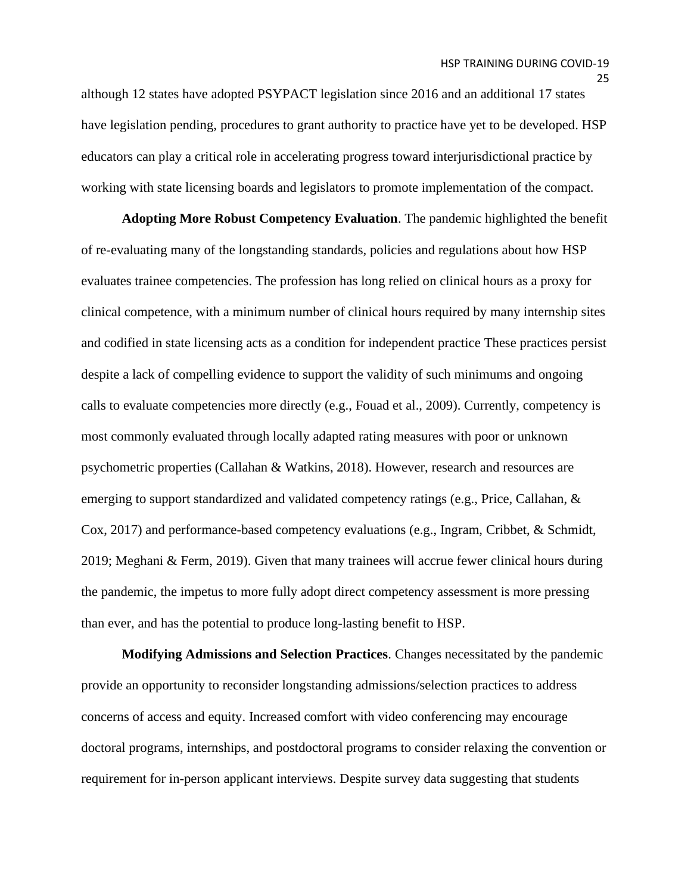although 12 states have adopted PSYPACT legislation since 2016 and an additional 17 states have legislation pending, procedures to grant authority to practice have yet to be developed. HSP educators can play a critical role in accelerating progress toward interjurisdictional practice by working with state licensing boards and legislators to promote implementation of the compact.

**Adopting More Robust Competency Evaluation**. The pandemic highlighted the benefit of re-evaluating many of the longstanding standards, policies and regulations about how HSP evaluates trainee competencies. The profession has long relied on clinical hours as a proxy for clinical competence, with a minimum number of clinical hours required by many internship sites and codified in state licensing acts as a condition for independent practice These practices persist despite a lack of compelling evidence to support the validity of such minimums and ongoing calls to evaluate competencies more directly (e.g., Fouad et al., 2009). Currently, competency is most commonly evaluated through locally adapted rating measures with poor or unknown psychometric properties (Callahan & Watkins, 2018). However, research and resources are emerging to support standardized and validated competency ratings (e.g., Price, Callahan, & Cox, 2017) and performance-based competency evaluations (e.g., Ingram, Cribbet, & Schmidt, 2019; Meghani & Ferm, 2019). Given that many trainees will accrue fewer clinical hours during the pandemic, the impetus to more fully adopt direct competency assessment is more pressing than ever, and has the potential to produce long-lasting benefit to HSP.

**Modifying Admissions and Selection Practices**. Changes necessitated by the pandemic provide an opportunity to reconsider longstanding admissions/selection practices to address concerns of access and equity. Increased comfort with video conferencing may encourage doctoral programs, internships, and postdoctoral programs to consider relaxing the convention or requirement for in-person applicant interviews. Despite survey data suggesting that students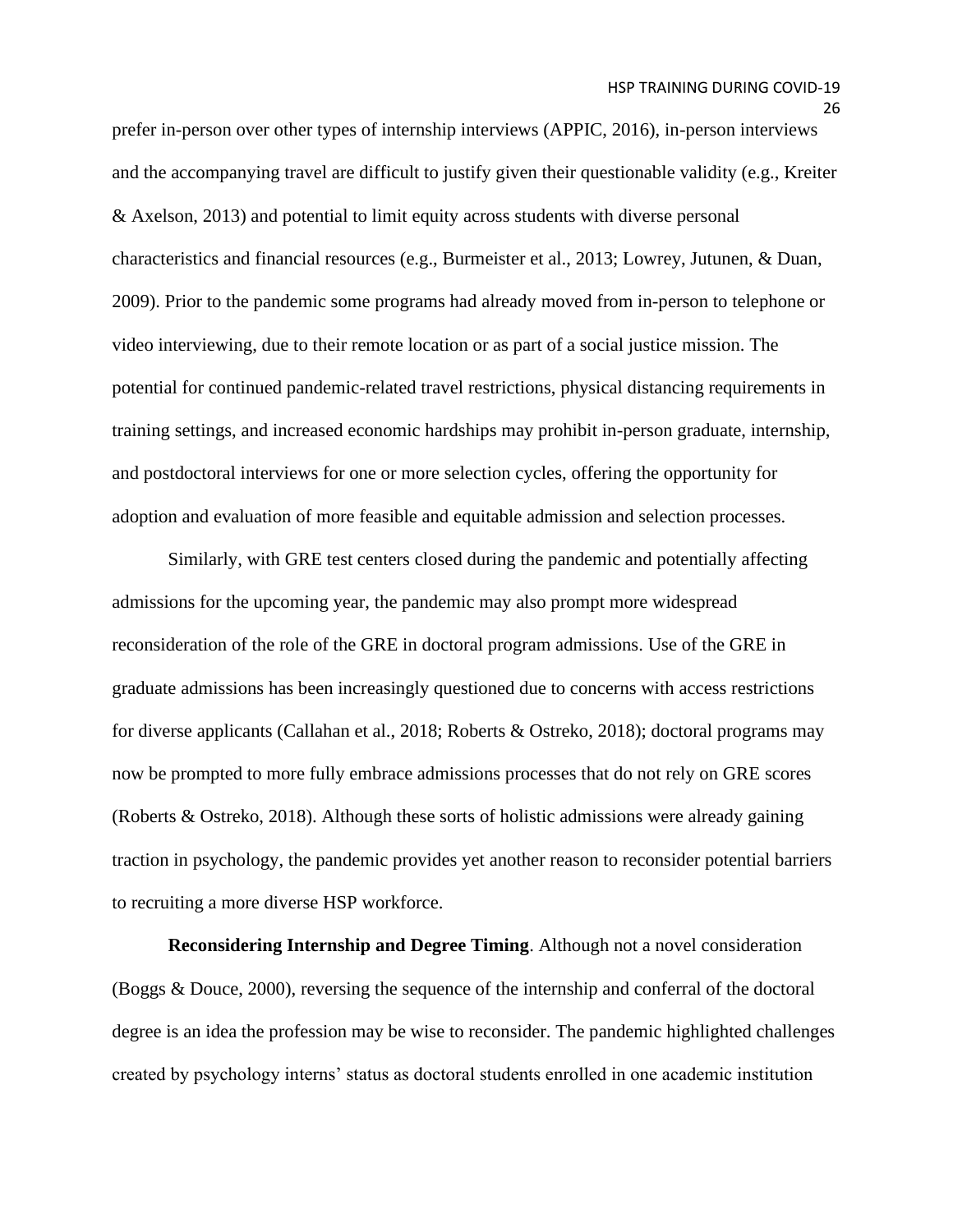prefer in-person over other types of internship interviews (APPIC, 2016), in-person interviews and the accompanying travel are difficult to justify given their questionable validity (e.g., Kreiter & Axelson, 2013) and potential to limit equity across students with diverse personal characteristics and financial resources (e.g., Burmeister et al., 2013; Lowrey, Jutunen, & Duan, 2009). Prior to the pandemic some programs had already moved from in-person to telephone or video interviewing, due to their remote location or as part of a social justice mission. The potential for continued pandemic-related travel restrictions, physical distancing requirements in training settings, and increased economic hardships may prohibit in-person graduate, internship, and postdoctoral interviews for one or more selection cycles, offering the opportunity for adoption and evaluation of more feasible and equitable admission and selection processes.

Similarly, with GRE test centers closed during the pandemic and potentially affecting admissions for the upcoming year, the pandemic may also prompt more widespread reconsideration of the role of the GRE in doctoral program admissions. Use of the GRE in graduate admissions has been increasingly questioned due to concerns with access restrictions for diverse applicants (Callahan et al., 2018; Roberts & Ostreko, 2018); doctoral programs may now be prompted to more fully embrace admissions processes that do not rely on GRE scores (Roberts & Ostreko, 2018). Although these sorts of holistic admissions were already gaining traction in psychology, the pandemic provides yet another reason to reconsider potential barriers to recruiting a more diverse HSP workforce.

**Reconsidering Internship and Degree Timing**. Although not a novel consideration (Boggs & Douce, 2000), reversing the sequence of the internship and conferral of the doctoral degree is an idea the profession may be wise to reconsider. The pandemic highlighted challenges created by psychology interns' status as doctoral students enrolled in one academic institution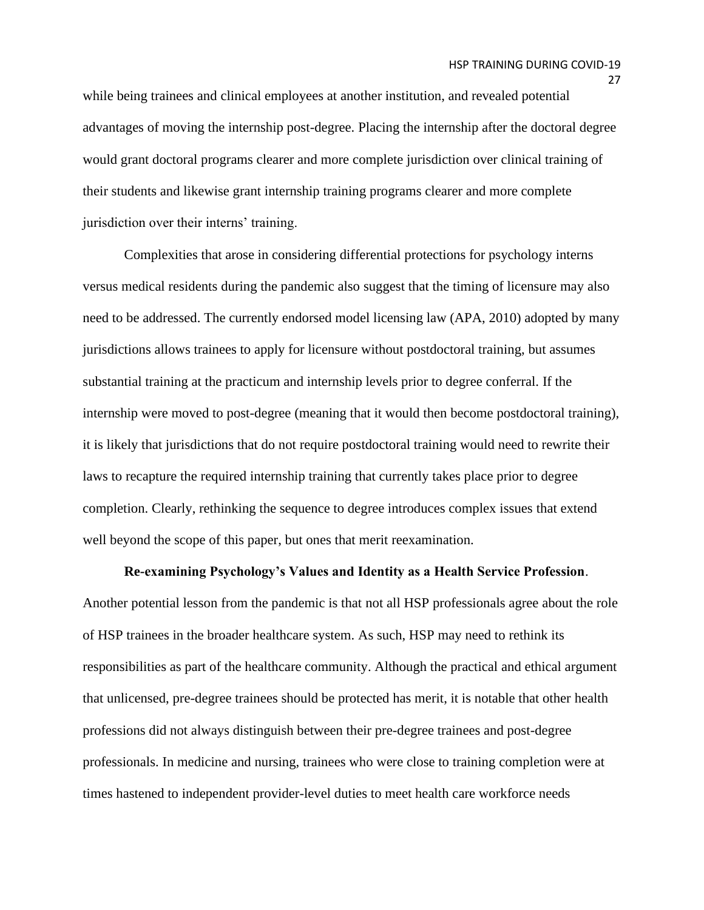while being trainees and clinical employees at another institution, and revealed potential advantages of moving the internship post-degree. Placing the internship after the doctoral degree would grant doctoral programs clearer and more complete jurisdiction over clinical training of their students and likewise grant internship training programs clearer and more complete jurisdiction over their interns' training.

Complexities that arose in considering differential protections for psychology interns versus medical residents during the pandemic also suggest that the timing of licensure may also need to be addressed. The currently endorsed model licensing law (APA, 2010) adopted by many jurisdictions allows trainees to apply for licensure without postdoctoral training, but assumes substantial training at the practicum and internship levels prior to degree conferral. If the internship were moved to post-degree (meaning that it would then become postdoctoral training), it is likely that jurisdictions that do not require postdoctoral training would need to rewrite their laws to recapture the required internship training that currently takes place prior to degree completion. Clearly, rethinking the sequence to degree introduces complex issues that extend well beyond the scope of this paper, but ones that merit reexamination.

**Re-examining Psychology's Values and Identity as a Health Service Profession**. Another potential lesson from the pandemic is that not all HSP professionals agree about the role of HSP trainees in the broader healthcare system. As such, HSP may need to rethink its responsibilities as part of the healthcare community. Although the practical and ethical argument that unlicensed, pre-degree trainees should be protected has merit, it is notable that other health professions did not always distinguish between their pre-degree trainees and post-degree professionals. In medicine and nursing, trainees who were close to training completion were at times hastened to independent provider-level duties to meet health care workforce needs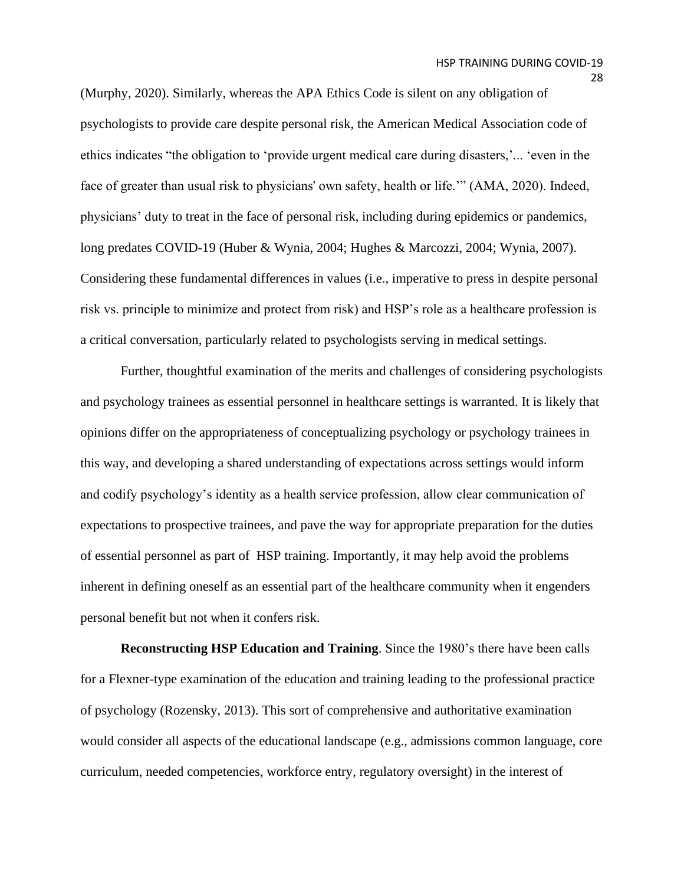(Murphy, 2020). Similarly, whereas the APA Ethics Code is silent on any obligation of psychologists to provide care despite personal risk, the American Medical Association code of ethics indicates "the obligation to 'provide urgent medical care during disasters,'... 'even in the face of greater than usual risk to physicians' own safety, health or life.'" (AMA, 2020). Indeed, physicians' duty to treat in the face of personal risk, including during epidemics or pandemics, long predates COVID-19 (Huber & Wynia, 2004; Hughes & Marcozzi, 2004; Wynia, 2007). Considering these fundamental differences in values (i.e., imperative to press in despite personal risk vs. principle to minimize and protect from risk) and HSP's role as a healthcare profession is a critical conversation, particularly related to psychologists serving in medical settings.

Further, thoughtful examination of the merits and challenges of considering psychologists and psychology trainees as essential personnel in healthcare settings is warranted. It is likely that opinions differ on the appropriateness of conceptualizing psychology or psychology trainees in this way, and developing a shared understanding of expectations across settings would inform and codify psychology's identity as a health service profession, allow clear communication of expectations to prospective trainees, and pave the way for appropriate preparation for the duties of essential personnel as part of HSP training. Importantly, it may help avoid the problems inherent in defining oneself as an essential part of the healthcare community when it engenders personal benefit but not when it confers risk.

**Reconstructing HSP Education and Training**. Since the 1980's there have been calls for a Flexner-type examination of the education and training leading to the professional practice of psychology (Rozensky, 2013). This sort of comprehensive and authoritative examination would consider all aspects of the educational landscape (e.g., admissions common language, core curriculum, needed competencies, workforce entry, regulatory oversight) in the interest of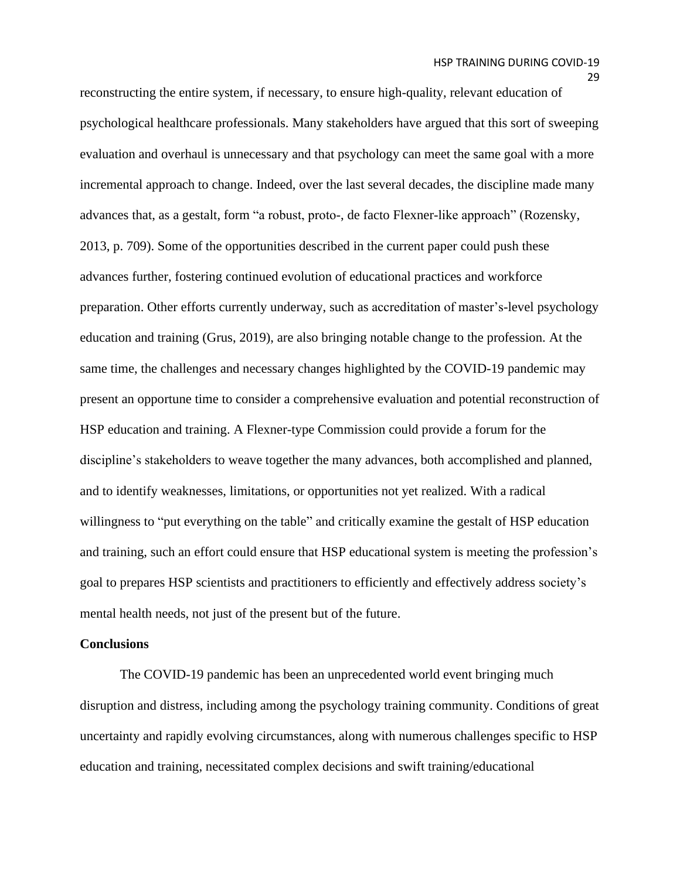reconstructing the entire system, if necessary, to ensure high-quality, relevant education of psychological healthcare professionals. Many stakeholders have argued that this sort of sweeping evaluation and overhaul is unnecessary and that psychology can meet the same goal with a more incremental approach to change. Indeed, over the last several decades, the discipline made many advances that, as a gestalt, form "a robust, proto-, de facto Flexner-like approach" (Rozensky, 2013, p. 709). Some of the opportunities described in the current paper could push these advances further, fostering continued evolution of educational practices and workforce preparation. Other efforts currently underway, such as accreditation of master's-level psychology education and training (Grus, 2019), are also bringing notable change to the profession. At the same time, the challenges and necessary changes highlighted by the COVID-19 pandemic may present an opportune time to consider a comprehensive evaluation and potential reconstruction of HSP education and training. A Flexner-type Commission could provide a forum for the discipline's stakeholders to weave together the many advances, both accomplished and planned, and to identify weaknesses, limitations, or opportunities not yet realized. With a radical willingness to "put everything on the table" and critically examine the gestalt of HSP education and training, such an effort could ensure that HSP educational system is meeting the profession's goal to prepares HSP scientists and practitioners to efficiently and effectively address society's mental health needs, not just of the present but of the future.

**Conclusions**

The COVID-19 pandemic has been an unprecedented world event bringing much disruption and distress, including among the psychology training community. Conditions of great uncertainty and rapidly evolving circumstances, along with numerous challenges specific to HSP education and training, necessitated complex decisions and swift training/educational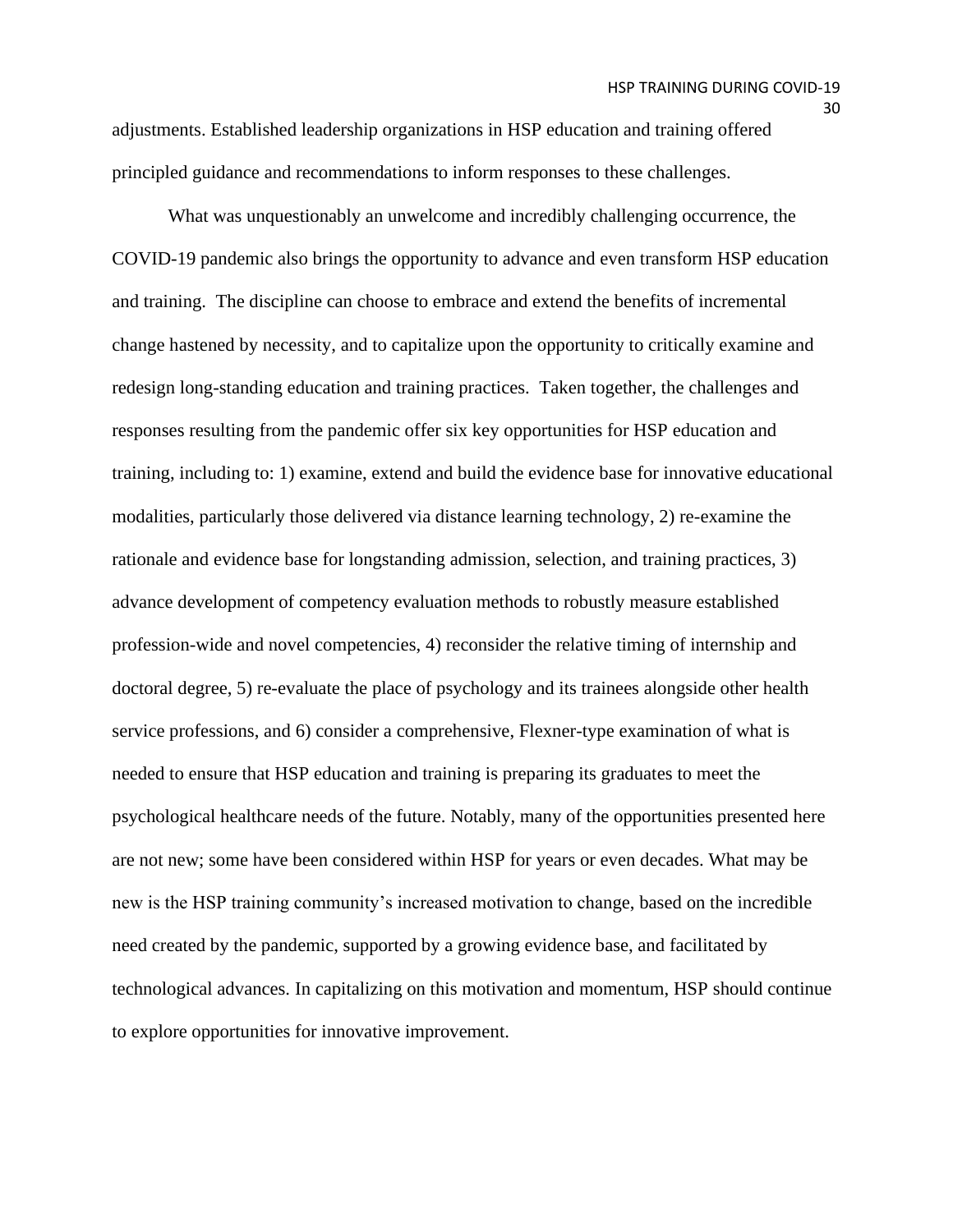adjustments. Established leadership organizations in HSP education and training offered principled guidance and recommendations to inform responses to these challenges.

What was unquestionably an unwelcome and incredibly challenging occurrence, the COVID-19 pandemic also brings the opportunity to advance and even transform HSP education and training. The discipline can choose to embrace and extend the benefits of incremental change hastened by necessity, and to capitalize upon the opportunity to critically examine and redesign long-standing education and training practices. Taken together, the challenges and responses resulting from the pandemic offer six key opportunities for HSP education and training, including to: 1) examine, extend and build the evidence base for innovative educational modalities, particularly those delivered via distance learning technology, 2) re-examine the rationale and evidence base for longstanding admission, selection, and training practices, 3) advance development of competency evaluation methods to robustly measure established profession-wide and novel competencies, 4) reconsider the relative timing of internship and doctoral degree, 5) re-evaluate the place of psychology and its trainees alongside other health service professions, and 6) consider a comprehensive, Flexner-type examination of what is needed to ensure that HSP education and training is preparing its graduates to meet the psychological healthcare needs of the future. Notably, many of the opportunities presented here are not new; some have been considered within HSP for years or even decades. What may be new is the HSP training community's increased motivation to change, based on the incredible need created by the pandemic, supported by a growing evidence base, and facilitated by technological advances. In capitalizing on this motivation and momentum, HSP should continue to explore opportunities for innovative improvement.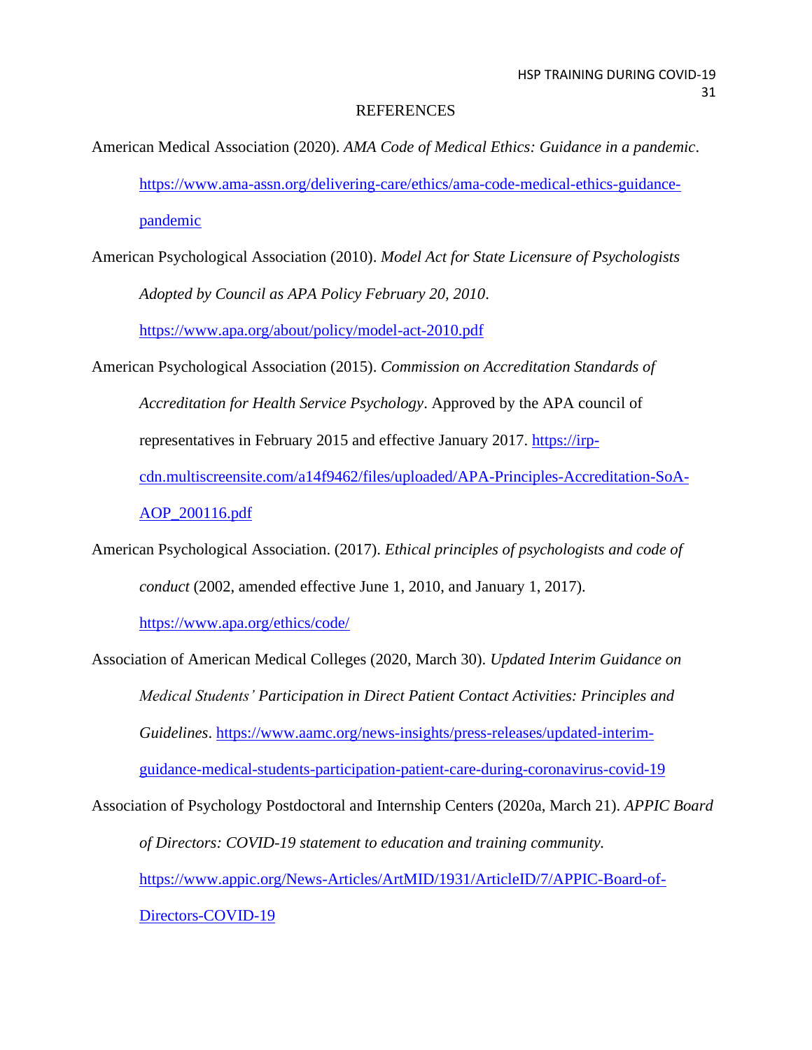# REFERENCES

American Medical Association (2020). *AMA Code of Medical Ethics: Guidance in a pandemic*. https://www.ama-assn.org/delivering-care/ethics/ama-code-medical-ethics-guidance-pandemic

American Psychological Association (2010). *Model Act for State Licensure of Psychologists Adopted by Council as APA Policy February 20, 2010*. https://www.apa.org/about/policy/model-act-2010.pdf

American Psychological Association (2015). *Commission on Accreditation Standards of Accreditation for Health Service Psychology*. Approved by the APA council of representatives in February 2015 and effective January 2017. https://irp-cdn.multiscreensite.com/a14f9462/files/uploaded/APA-Principles-Accreditation-SoA-AOP_200116.pdf

American Psychological Association. (2017). *Ethical principles of psychologists and code of conduct* (2002, amended effective June 1, 2010, and January 1, 2017). https://www.apa.org/ethics/code/

Association of American Medical Colleges (2020, March 30). *Updated Interim Guidance on Medical Students' Participation in Direct Patient Contact Activities: Principles and Guidelines*. https://www.aamc.org/news-insights/press-releases/updated-interim-guidance-medical-students-participation-patient-care-during-coronavirus-covid-19

Association of Psychology Postdoctoral and Internship Centers (2020a, March 21). *APPIC Board of Directors: COVID-19 statement to education and training community.* https://www.appic.org/News-Articles/ArtMID/1931/ArticleID/7/APPIC-Board-of-Directors-COVID-19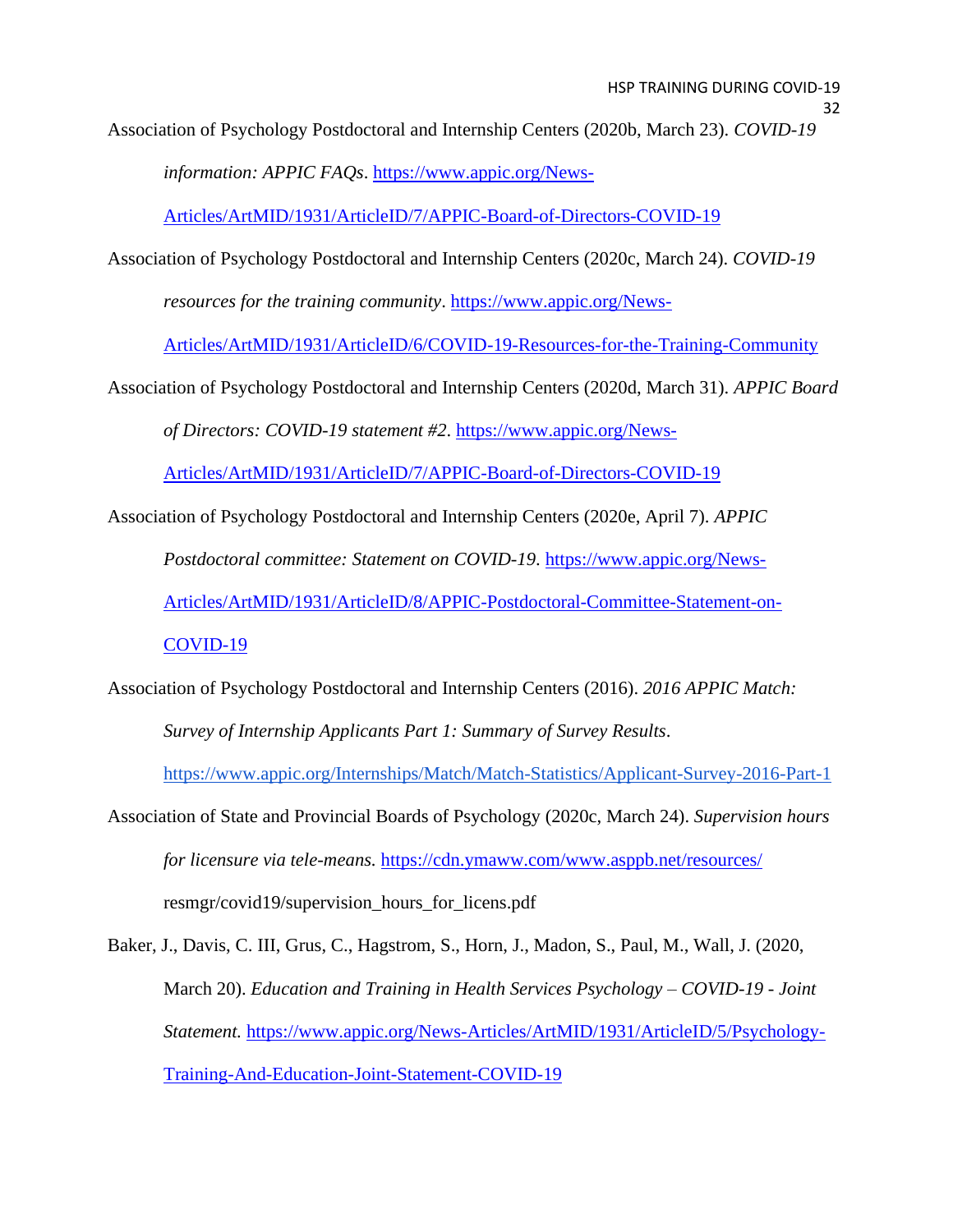Association of Psychology Postdoctoral and Internship Centers (2020b, March 23). *COVID-19 information: APPIC FAQs*. https://www.appic.org/News-Articles/ArtMID/1931/ArticleID/7/APPIC-Board-of-Directors-COVID-19

Association of Psychology Postdoctoral and Internship Centers (2020c, March 24). *COVID-19 resources for the training community*. https://www.appic.org/News-Articles/ArtMID/1931/ArticleID/6/COVID-19-Resources-for-the-Training-Community

Association of Psychology Postdoctoral and Internship Centers (2020d, March 31). *APPIC Board of Directors: COVID-19 statement #2*. https://www.appic.org/News-Articles/ArtMID/1931/ArticleID/7/APPIC-Board-of-Directors-COVID-19

Association of Psychology Postdoctoral and Internship Centers (2020e, April 7). *APPIC Postdoctoral committee: Statement on COVID-19*. https://www.appic.org/News-Articles/ArtMID/1931/ArticleID/8/APPIC-Postdoctoral-Committee-Statement-on-COVID-19

Association of Psychology Postdoctoral and Internship Centers (2016). *2016 APPIC Match: Survey of Internship Applicants Part 1: Summary of Survey Results*. https://www.appic.org/Internships/Match/Match-Statistics/Applicant-Survey-2016-Part-1

Association of State and Provincial Boards of Psychology (2020c, March 24). *Supervision hours for licensure via tele-means.* https://cdn.ymaww.com/www.asppb.net/resources/resmgr/covid19/supervision_hours_for_licens.pdf

Baker, J., Davis, C. III, Grus, C., Hagstrom, S., Horn, J., Madon, S., Paul, M., Wall, J. (2020, March 20). *Education and Training in Health Services Psychology – COVID-19 - Joint Statement.* https://www.appic.org/News-Articles/ArtMID/1931/ArticleID/5/Psychology-Training-And-Education-Joint-Statement-COVID-19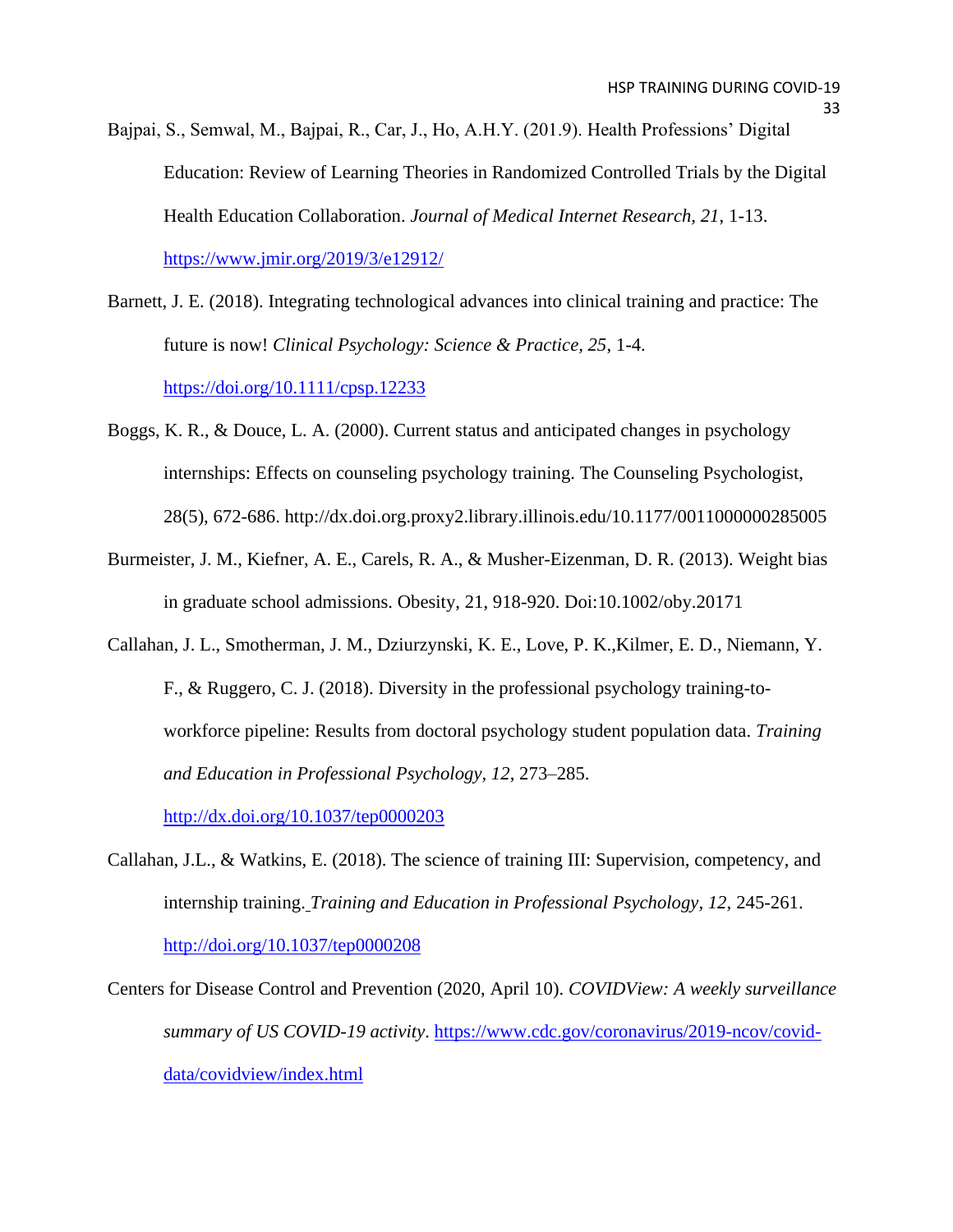Bajpai, S., Semwal, M., Bajpai, R., Car, J., Ho, A.H.Y. (201.9). Health Professions' Digital Education: Review of Learning Theories in Randomized Controlled Trials by the Digital Health Education Collaboration. *Journal of Medical Internet Research, 21*, 1-13. https://www.jmir.org/2019/3/e12912/

Barnett, J. E. (2018). Integrating technological advances into clinical training and practice: The future is now! *Clinical Psychology: Science & Practice, 25*, 1-4. https://doi.org/10.1111/cpsp.12233

Boggs, K. R., & Douce, L. A. (2000). Current status and anticipated changes in psychology internships: Effects on counseling psychology training. The Counseling Psychologist, 28(5), 672-686. http://dx.doi.org.proxy2.library.illinois.edu/10.1177/0011000000285005

Burmeister, J. M., Kiefner, A. E., Carels, R. A., & Musher-Eizenman, D. R. (2013). Weight bias in graduate school admissions. Obesity, 21, 918-920. Doi:10.1002/oby.20171

Callahan, J. L., Smotherman, J. M., Dziurzynski, K. E., Love, P. K.,Kilmer, E. D., Niemann, Y. F., & Ruggero, C. J. (2018). Diversity in the professional psychology training-to-workforce pipeline: Results from doctoral psychology student population data. *Training and Education in Professional Psychology, 12*, 273–285. http://dx.doi.org/10.1037/tep0000203

Callahan, J.L., & Watkins, E. (2018). The science of training III: Supervision, competency, and internship training. *Training and Education in Professional Psychology, 12*, 245-261. http://doi.org/10.1037/tep0000208

Centers for Disease Control and Prevention (2020, April 10). *COVIDView: A weekly surveillance summary of US COVID-19 activity*. https://www.cdc.gov/coronavirus/2019-ncov/covid-data/covidview/index.html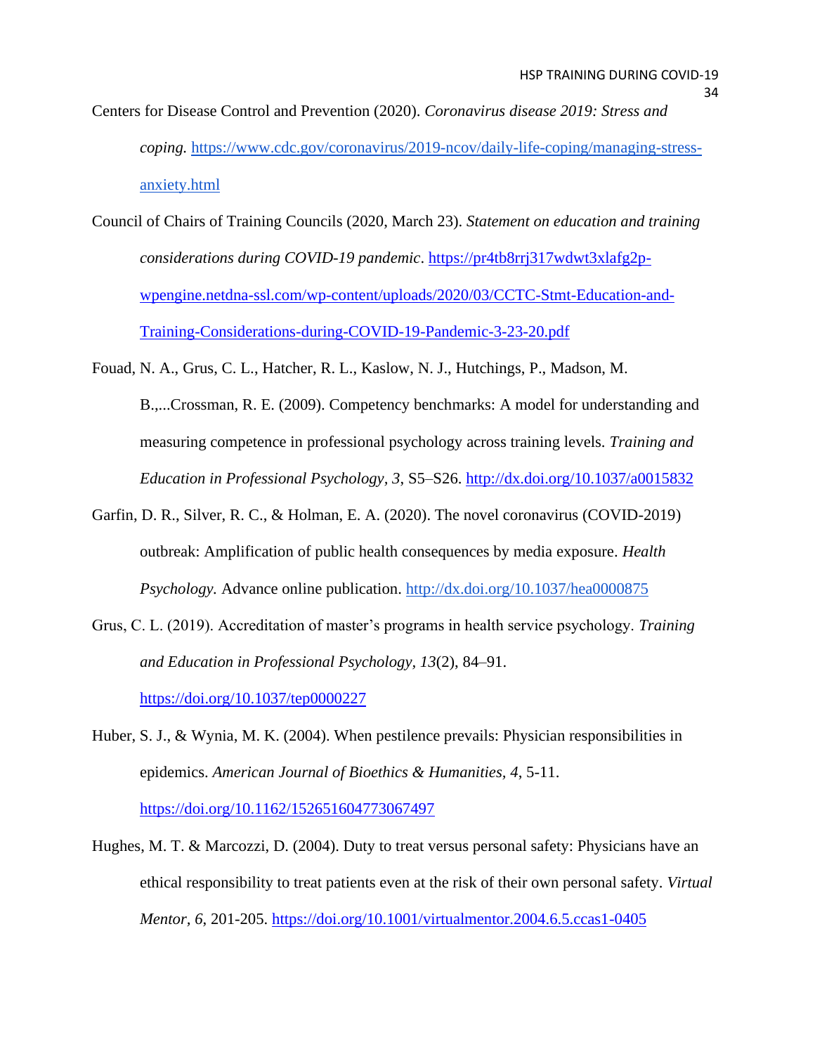Centers for Disease Control and Prevention (2020). *Coronavirus disease 2019: Stress and coping.* https://www.cdc.gov/coronavirus/2019-ncov/daily-life-coping/managing-stress-anxiety.html

Council of Chairs of Training Councils (2020, March 23). *Statement on education and training considerations during COVID-19 pandemic*. https://pr4tb8rrj317wdwt3xlafg2p-wpengine.netdna-ssl.com/wp-content/uploads/2020/03/CCTC-Stmt-Education-and-Training-Considerations-during-COVID-19-Pandemic-3-23-20.pdf

Fouad, N. A., Grus, C. L., Hatcher, R. L., Kaslow, N. J., Hutchings, P., Madson, M. B.,...Crossman, R. E. (2009). Competency benchmarks: A model for understanding and measuring competence in professional psychology across training levels. *Training and Education in Professional Psychology, 3*, S5–S26. http://dx.doi.org/10.1037/a0015832

Garfin, D. R., Silver, R. C., & Holman, E. A. (2020). The novel coronavirus (COVID-2019) outbreak: Amplification of public health consequences by media exposure. *Health Psychology.* Advance online publication. http://dx.doi.org/10.1037/hea0000875

Grus, C. L. (2019). Accreditation of master's programs in health service psychology. *Training and Education in Professional Psychology*, *13*(2), 84–91. https://doi.org/10.1037/tep0000227

Huber, S. J., & Wynia, M. K. (2004). When pestilence prevails: Physician responsibilities in epidemics. *American Journal of Bioethics & Humanities, 4*, 5-11. https://doi.org/10.1162/152651604773067497

Hughes, M. T. & Marcozzi, D. (2004). Duty to treat versus personal safety: Physicians have an ethical responsibility to treat patients even at the risk of their own personal safety. *Virtual Mentor, 6*, 201-205. https://doi.org/10.1001/virtualmentor.2004.6.5.ccas1-0405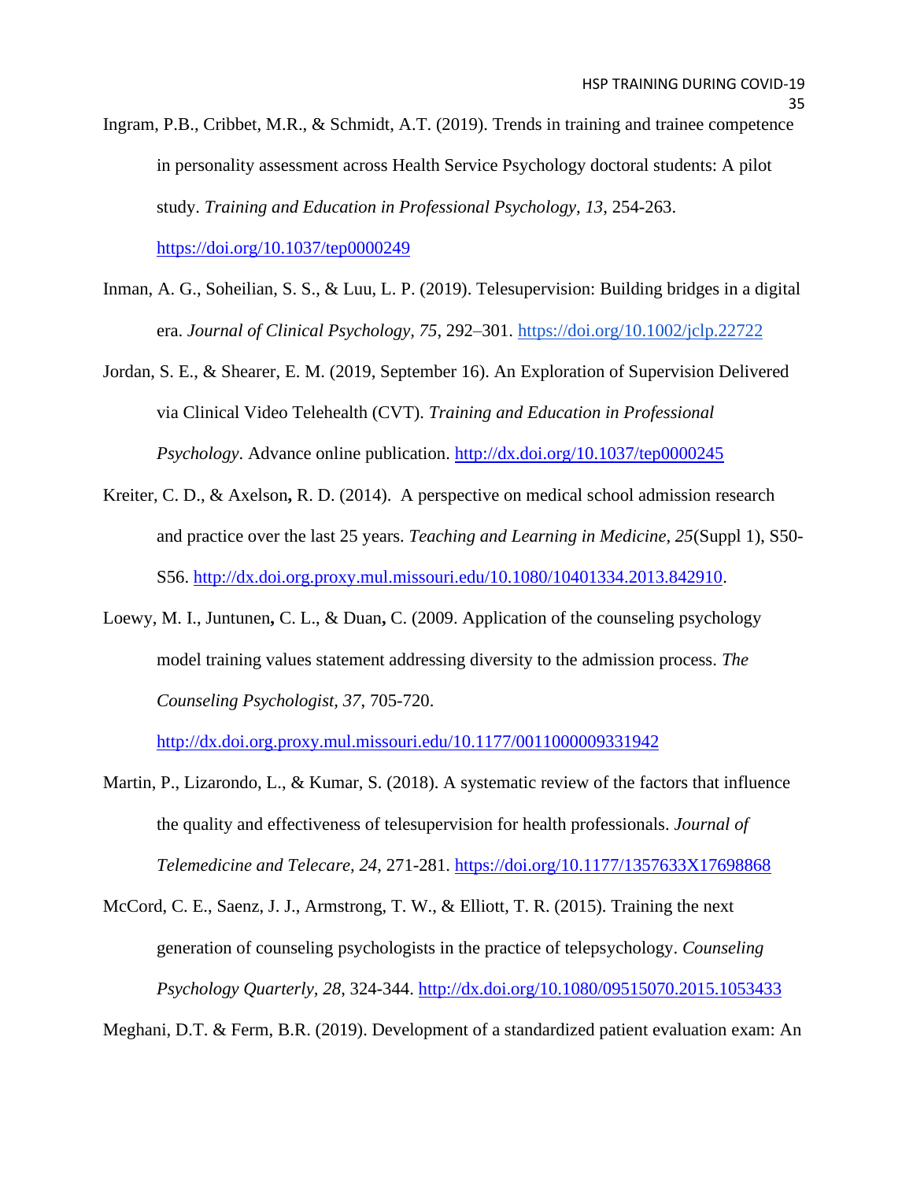Ingram, P.B., Cribbet, M.R., & Schmidt, A.T. (2019). Trends in training and trainee competence in personality assessment across Health Service Psychology doctoral students: A pilot study. *Training and Education in Professional Psychology, 13*, 254-263. https://doi.org/10.1037/tep0000249

Inman, A. G., Soheilian, S. S., & Luu, L. P. (2019). Telesupervision: Building bridges in a digital era. *Journal of Clinical Psychology, 75*, 292–301. https://doi.org/10.1002/jclp.22722

Jordan, S. E., & Shearer, E. M. (2019, September 16). An Exploration of Supervision Delivered via Clinical Video Telehealth (CVT). *Training and Education in Professional Psychology*. Advance online publication. http://dx.doi.org/10.1037/tep0000245

Kreiter, C. D., & Axelson**,** R. D. (2014). A perspective on medical school admission research and practice over the last 25 years. *Teaching and Learning in Medicine, 25*(Suppl 1), S50-S56. http://dx.doi.org.proxy.mul.missouri.edu/10.1080/10401334.2013.842910.

Loewy, M. I., Juntunen**,** C. L., & Duan**,** C. (2009. Application of the counseling psychology model training values statement addressing diversity to the admission process. *The Counseling Psychologist, 37*, 705-720. http://dx.doi.org.proxy.mul.missouri.edu/10.1177/0011000009331942

Martin, P., Lizarondo, L., & Kumar, S. (2018). A systematic review of the factors that influence the quality and effectiveness of telesupervision for health professionals. *Journal of Telemedicine and Telecare, 24*, 271-281. https://doi.org/10.1177/1357633X17698868

McCord, C. E., Saenz, J. J., Armstrong, T. W., & Elliott, T. R. (2015). Training the next generation of counseling psychologists in the practice of telepsychology. *Counseling Psychology Quarterly, 28*, 324-344. http://dx.doi.org/10.1080/09515070.2015.1053433

Meghani, D.T. & Ferm, B.R. (2019). Development of a standardized patient evaluation exam: An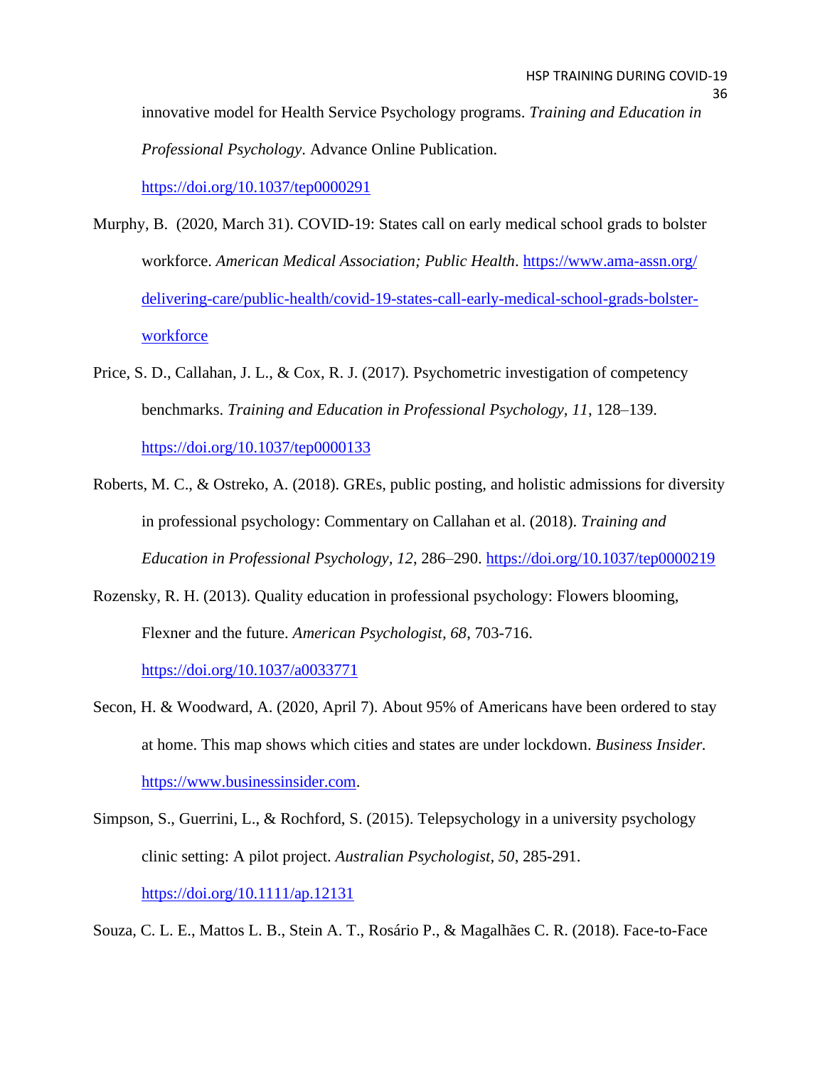innovative model for Health Service Psychology programs. *Training and Education in Professional Psychology*. Advance Online Publication. https://doi.org/10.1037/tep0000291

Murphy, B. (2020, March 31). COVID-19: States call on early medical school grads to bolster workforce. *American Medical Association; Public Health*. https://www.ama-assn.org/delivering-care/public-health/covid-19-states-call-early-medical-school-grads-bolster-workforce

Price, S. D., Callahan, J. L., & Cox, R. J. (2017). Psychometric investigation of competency benchmarks. *Training and Education in Professional Psychology, 11*, 128–139. https://doi.org/10.1037/tep0000133

Roberts, M. C., & Ostreko, A. (2018). GREs, public posting, and holistic admissions for diversity in professional psychology: Commentary on Callahan et al. (2018). *Training and Education in Professional Psychology, 12*, 286–290. https://doi.org/10.1037/tep0000219

Rozensky, R. H. (2013). Quality education in professional psychology: Flowers blooming, Flexner and the future. *American Psychologist, 68*, 703-716. https://doi.org/10.1037/a0033771

Secon, H. & Woodward, A. (2020, April 7). About 95% of Americans have been ordered to stay at home. This map shows which cities and states are under lockdown. *Business Insider.* https://www.businessinsider.com.

Simpson, S., Guerrini, L., & Rochford, S. (2015). Telepsychology in a university psychology clinic setting: A pilot project. *Australian Psychologist, 50*, 285-291. https://doi.org/10.1111/ap.12131

Souza, C. L. E., Mattos L. B., Stein A. T., Rosário P., & Magalhães C. R. (2018). Face-to-Face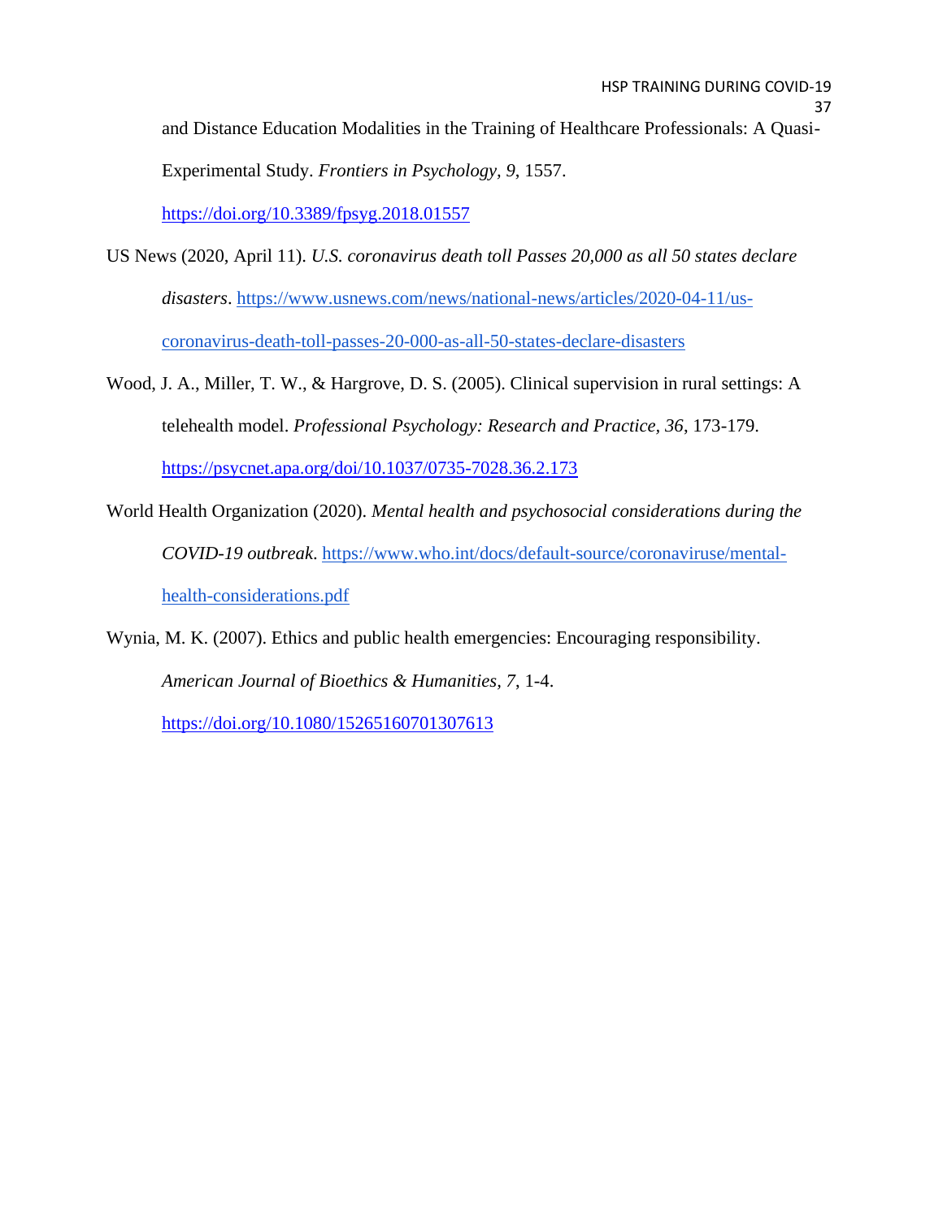and Distance Education Modalities in the Training of Healthcare Professionals: A Quasi-Experimental Study. *Frontiers in Psychology, 9*, 1557. https://doi.org/10.3389/fpsyg.2018.01557

US News (2020, April 11). *U.S. coronavirus death toll Passes 20,000 as all 50 states declare disasters*. https://www.usnews.com/news/national-news/articles/2020-04-11/us-coronavirus-death-toll-passes-20-000-as-all-50-states-declare-disasters

Wood, J. A., Miller, T. W., & Hargrove, D. S. (2005). Clinical supervision in rural settings: A telehealth model. *Professional Psychology: Research and Practice, 36*, 173-179. https://psycnet.apa.org/doi/10.1037/0735-7028.36.2.173

World Health Organization (2020). *Mental health and psychosocial considerations during the COVID-19 outbreak*. https://www.who.int/docs/default-source/coronaviruse/mental-health-considerations.pdf

Wynia, M. K. (2007). Ethics and public health emergencies: Encouraging responsibility. *American Journal of Bioethics & Humanities, 7*, 1-4. https://doi.org/10.1080/15265160701307613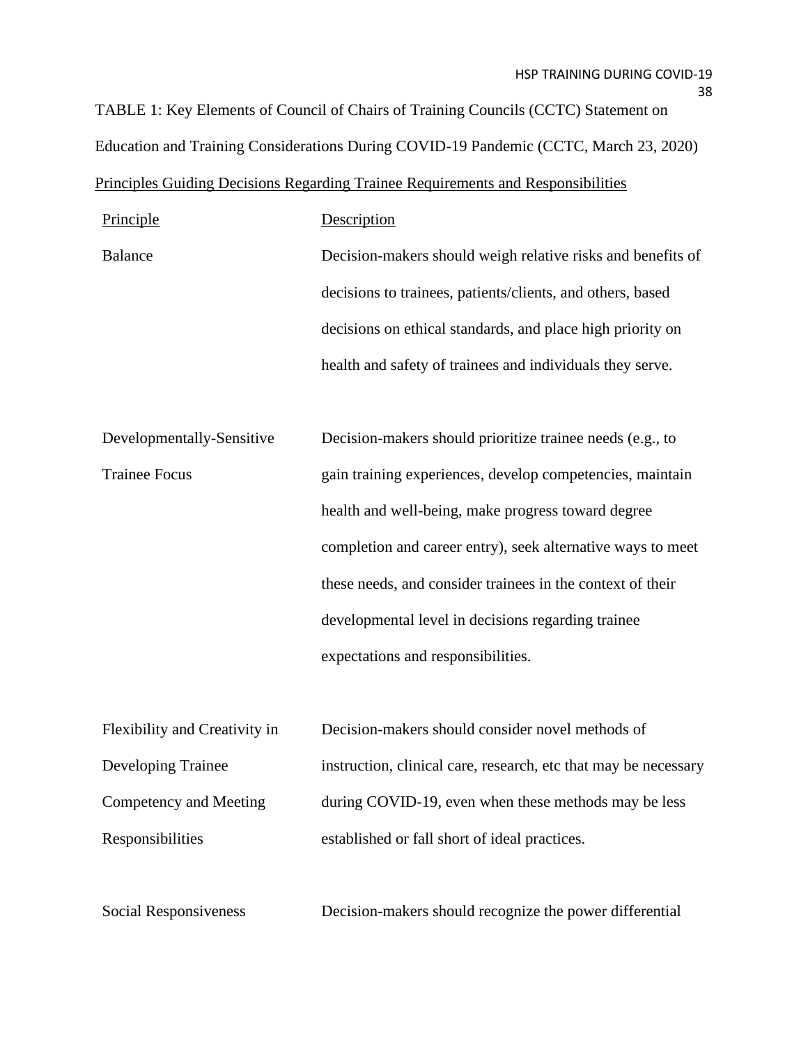TABLE 1: Key Elements of Council of Chairs of Training Councils (CCTC) Statement on Education and Training Considerations During COVID-19 Pandemic (CCTC, March 23, 2020)

Principles Guiding Decisions Regarding Trainee Requirements and Responsibilities

| Principle | Description |
| --- | --- |
| Balance | Decision-makers should weigh relative risks and benefits of decisions to trainees, patients/clients, and others, based decisions on ethical standards, and place high priority on health and safety of trainees and individuals they serve. |
| Developmentally-Sensitive Trainee Focus | Decision-makers should prioritize trainee needs (e.g., to gain training experiences, develop competencies, maintain health and well-being, make progress toward degree completion and career entry), seek alternative ways to meet these needs, and consider trainees in the context of their developmental level in decisions regarding trainee expectations and responsibilities. |
| Flexibility and Creativity in Developing Trainee Competency and Meeting Responsibilities | Decision-makers should consider novel methods of instruction, clinical care, research, etc that may be necessary during COVID-19, even when these methods may be less established or fall short of ideal practices. |
| Social Responsiveness | Decision-makers should recognize the power differential |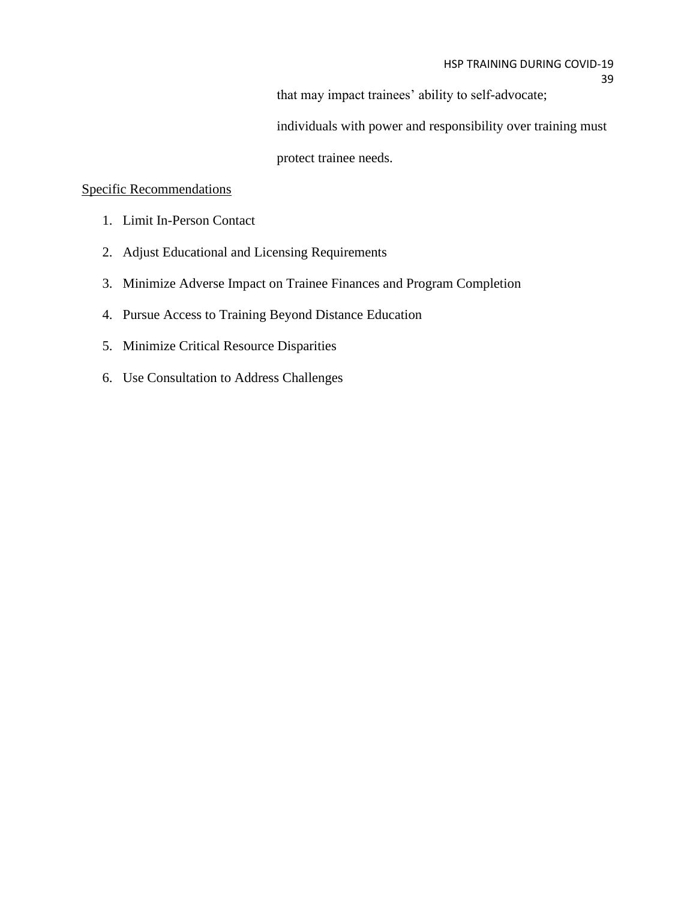that may impact trainees' ability to self-advocate; individuals with power and responsibility over training must protect trainee needs.

<u>Specific Recommendations</u>

1. Limit In-Person Contact
2. Adjust Educational and Licensing Requirements
3. Minimize Adverse Impact on Trainee Finances and Program Completion
4. Pursue Access to Training Beyond Distance Education
5. Minimize Critical Resource Disparities
6. Use Consultation to Address Challenges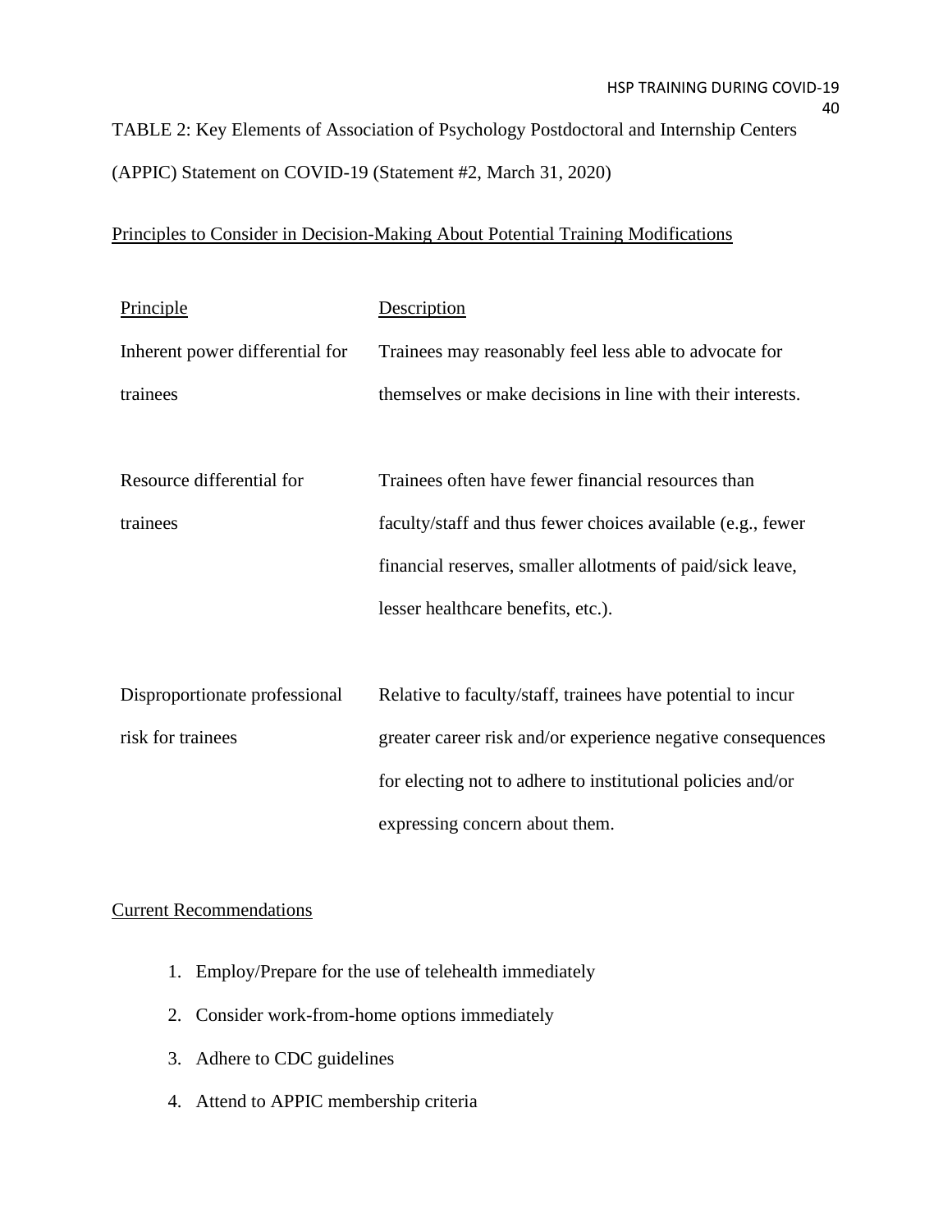TABLE 2: Key Elements of Association of Psychology Postdoctoral and Internship Centers (APPIC) Statement on COVID-19 (Statement #2, March 31, 2020)

Principles to Consider in Decision-Making About Potential Training Modifications

| Principle | Description |
| --- | --- |
| Inherent power differential for trainees | Trainees may reasonably feel less able to advocate for themselves or make decisions in line with their interests. |
| Resource differential for trainees | Trainees often have fewer financial resources than faculty/staff and thus fewer choices available (e.g., fewer financial reserves, smaller allotments of paid/sick leave, lesser healthcare benefits, etc.). |
| Disproportionate professional risk for trainees | Relative to faculty/staff, trainees have potential to incur greater career risk and/or experience negative consequences for electing not to adhere to institutional policies and/or expressing concern about them. |

Current Recommendations

1. Employ/Prepare for the use of telehealth immediately
2. Consider work-from-home options immediately
3. Adhere to CDC guidelines
4. Attend to APPIC membership criteria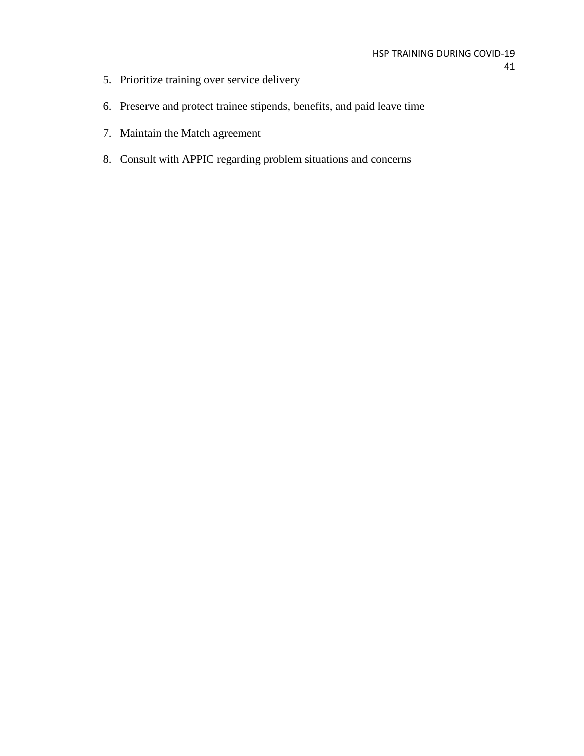5. Prioritize training over service delivery

6. Preserve and protect trainee stipends, benefits, and paid leave time

7. Maintain the Match agreement

8. Consult with APPIC regarding problem situations and concerns